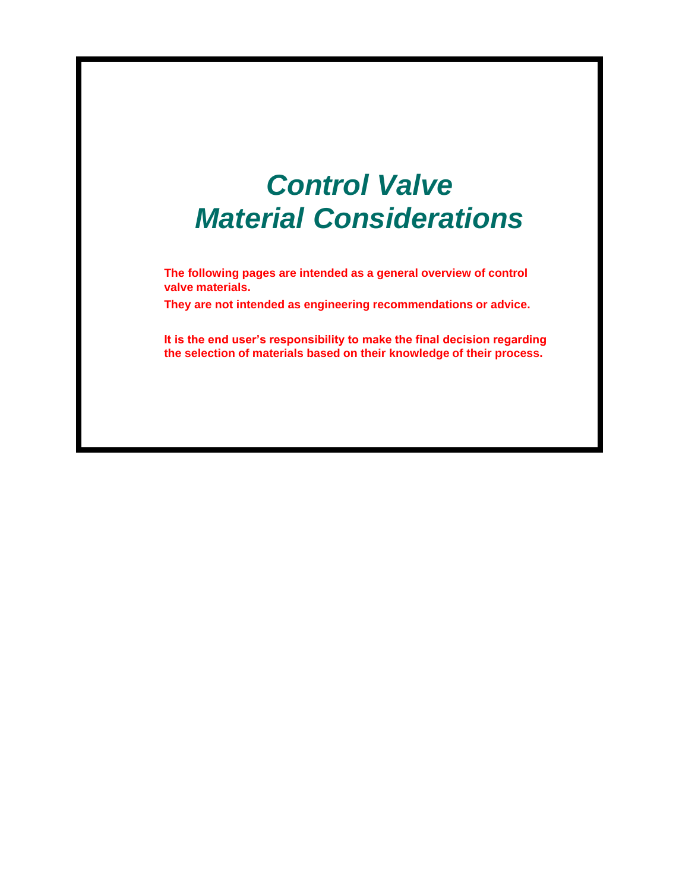# *Control Valve Material Considerations*

**The following pages are intended as a general overview of control valve materials.**

**They are not intended as engineering recommendations or advice.**

**It is the end user's responsibility to make the final decision regarding the selection of materials based on their knowledge of their process.**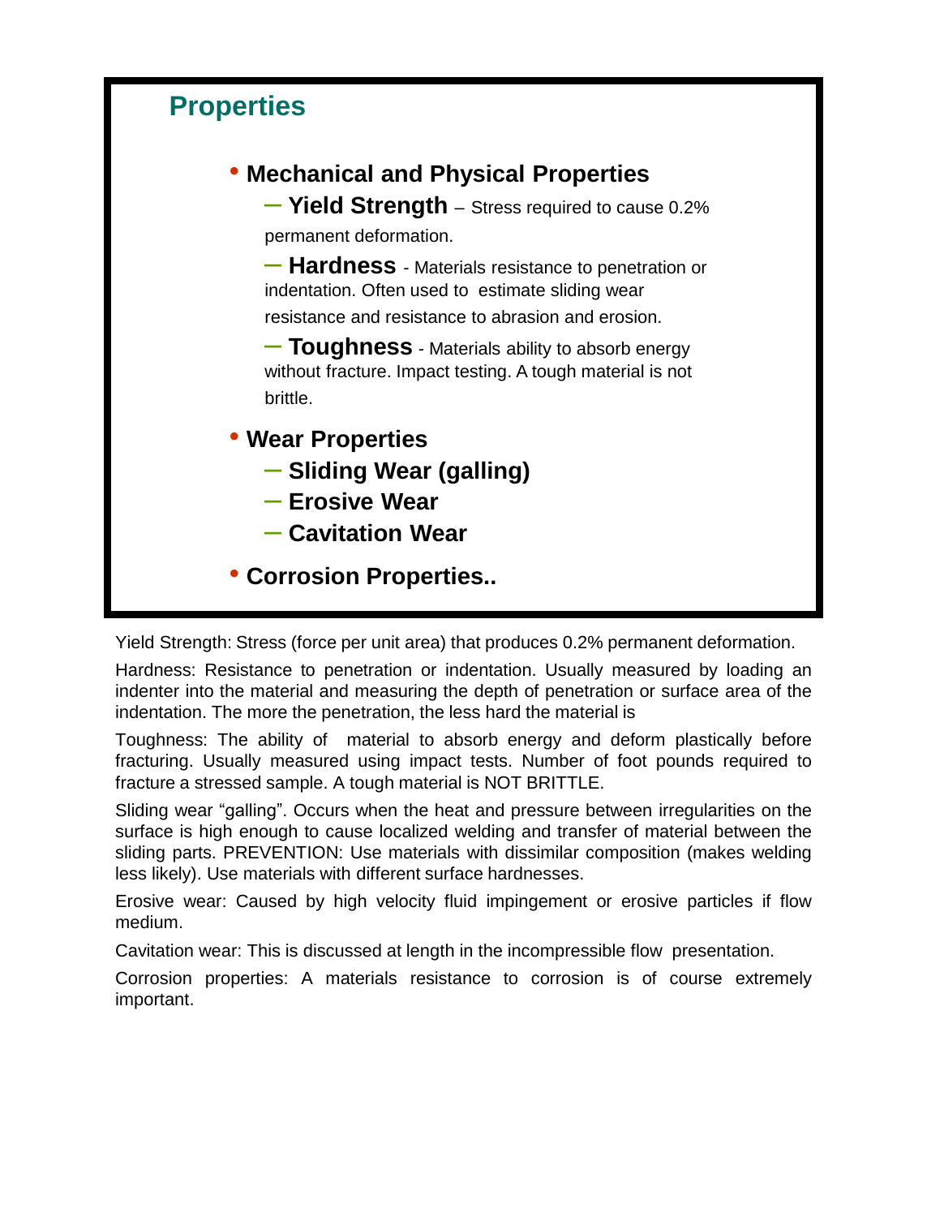## Properties

- **Mechanical and Physical Properties**
  - **Yield Strength** – Stress required to cause 0.2% permanent deformation.
  - **Hardness** - Materials resistance to penetration or indentation. Often used to estimate sliding wear resistance and resistance to abrasion and erosion.
  - **Toughness** - Materials ability to absorb energy without fracture. Impact testing. A tough material is not brittle.
- **Wear Properties**
  - **Sliding Wear (galling)**
  - **Erosive Wear**
  - **Cavitation Wear**
- **Corrosion Properties..**

Yield Strength: Stress (force per unit area) that produces 0.2% permanent deformation.

Hardness: Resistance to penetration or indentation. Usually measured by loading an indenter into the material and measuring the depth of penetration or surface area of the indentation. The more the penetration, the less hard the material is

Toughness: The ability of material to absorb energy and deform plastically before fracturing. Usually measured using impact tests. Number of foot pounds required to fracture a stressed sample. A tough material is NOT BRITTLE.

Sliding wear "galling". Occurs when the heat and pressure between irregularities on the surface is high enough to cause localized welding and transfer of material between the sliding parts. PREVENTION: Use materials with dissimilar composition (makes welding less likely). Use materials with different surface hardnesses.

Erosive wear: Caused by high velocity fluid impingement or erosive particles if flow medium.

Cavitation wear: This is discussed at length in the incompressible flow presentation.

Corrosion properties: A materials resistance to corrosion is of course extremely important.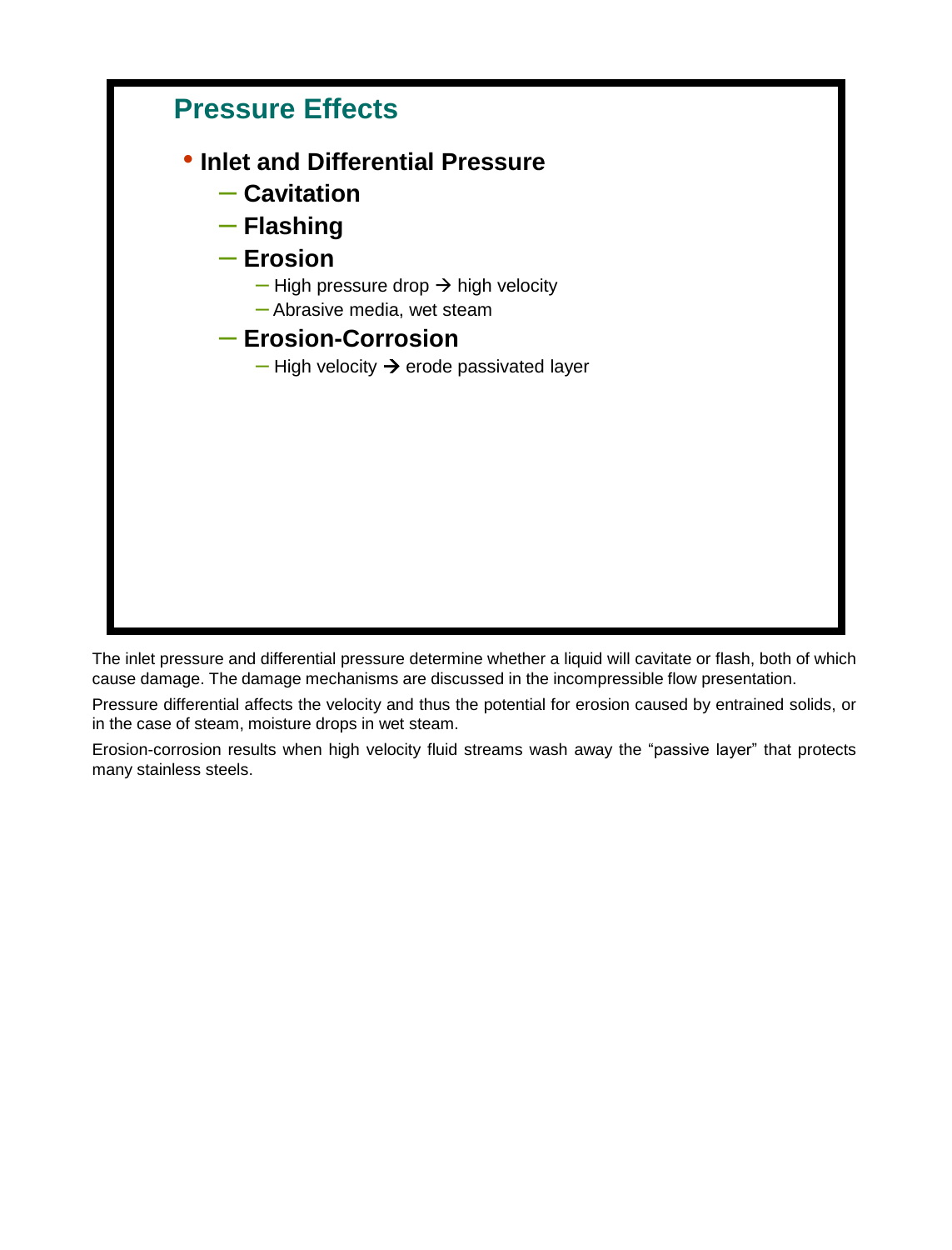## Pressure Effects

- **Inlet and Differential Pressure**
  - **Cavitation**
  - **Flashing**
  - **Erosion**
    - High pressure drop → high velocity
    - Abrasive media, wet steam
  - **Erosion-Corrosion**
    - High velocity → erode passivated layer

The inlet pressure and differential pressure determine whether a liquid will cavitate or flash, both of which cause damage. The damage mechanisms are discussed in the incompressible flow presentation.

Pressure differential affects the velocity and thus the potential for erosion caused by entrained solids, or in the case of steam, moisture drops in wet steam.

Erosion-corrosion results when high velocity fluid streams wash away the "passive layer" that protects many stainless steels.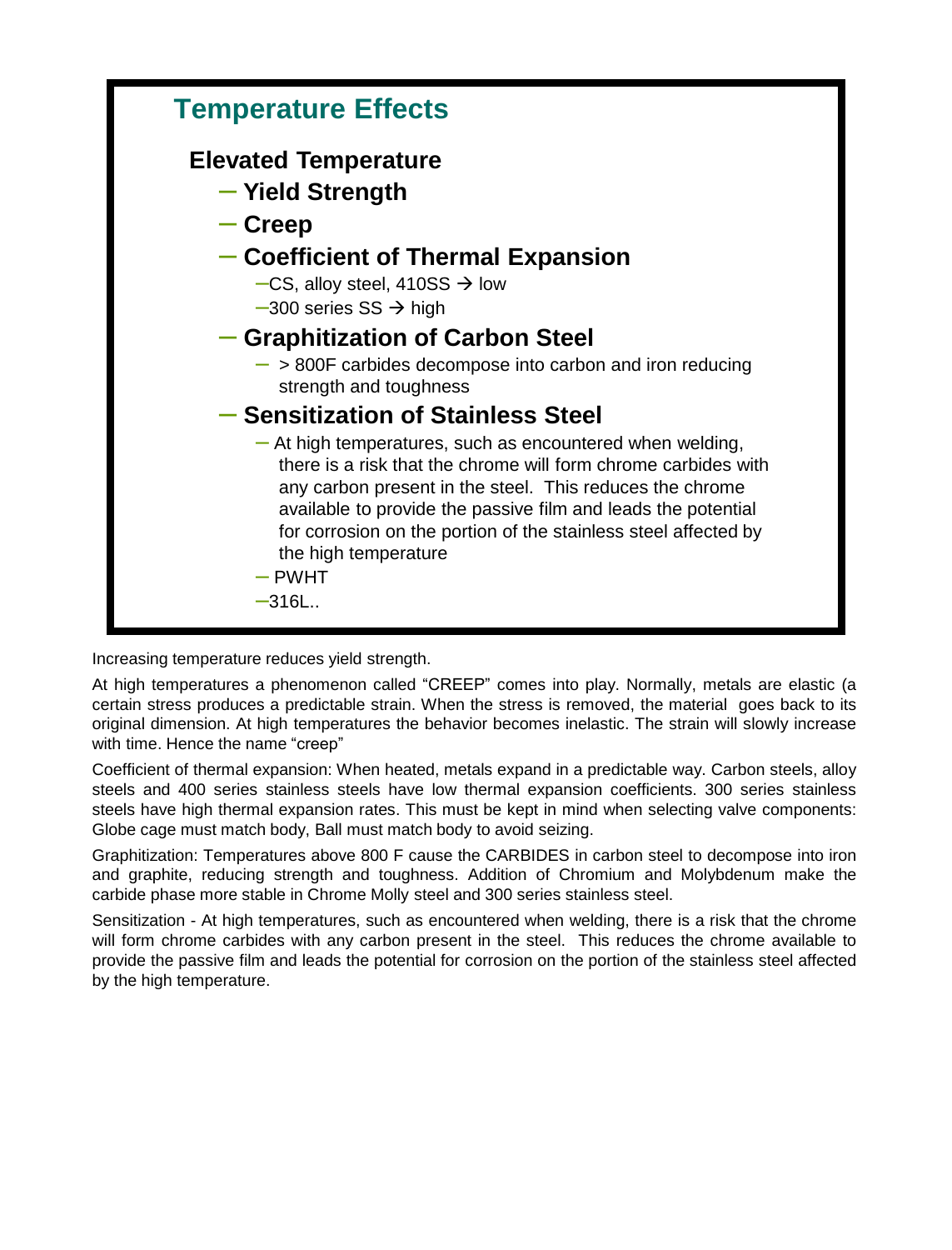## Temperature Effects

**Elevated Temperature**

- **Yield Strength**
- **Creep**
- **Coefficient of Thermal Expansion**
  - CS, alloy steel, 410SS → low
  - 300 series SS → high
- **Graphitization of Carbon Steel**
  - > 800F carbides decompose into carbon and iron reducing strength and toughness
- **Sensitization of Stainless Steel**
  - At high temperatures, such as encountered when welding, there is a risk that the chrome will form chrome carbides with any carbon present in the steel. This reduces the chrome available to provide the passive film and leads the potential for corrosion on the portion of the stainless steel affected by the high temperature
  - PWHT
  - 316L..

Increasing temperature reduces yield strength.

At high temperatures a phenomenon called "CREEP" comes into play. Normally, metals are elastic (a certain stress produces a predictable strain. When the stress is removed, the material goes back to its original dimension. At high temperatures the behavior becomes inelastic. The strain will slowly increase with time. Hence the name "creep"

Coefficient of thermal expansion: When heated, metals expand in a predictable way. Carbon steels, alloy steels and 400 series stainless steels have low thermal expansion coefficients. 300 series stainless steels have high thermal expansion rates. This must be kept in mind when selecting valve components: Globe cage must match body, Ball must match body to avoid seizing.

Graphitization: Temperatures above 800 F cause the CARBIDES in carbon steel to decompose into iron and graphite, reducing strength and toughness. Addition of Chromium and Molybdenum make the carbide phase more stable in Chrome Molly steel and 300 series stainless steel.

Sensitization - At high temperatures, such as encountered when welding, there is a risk that the chrome will form chrome carbides with any carbon present in the steel. This reduces the chrome available to provide the passive film and leads the potential for corrosion on the portion of the stainless steel affected by the high temperature.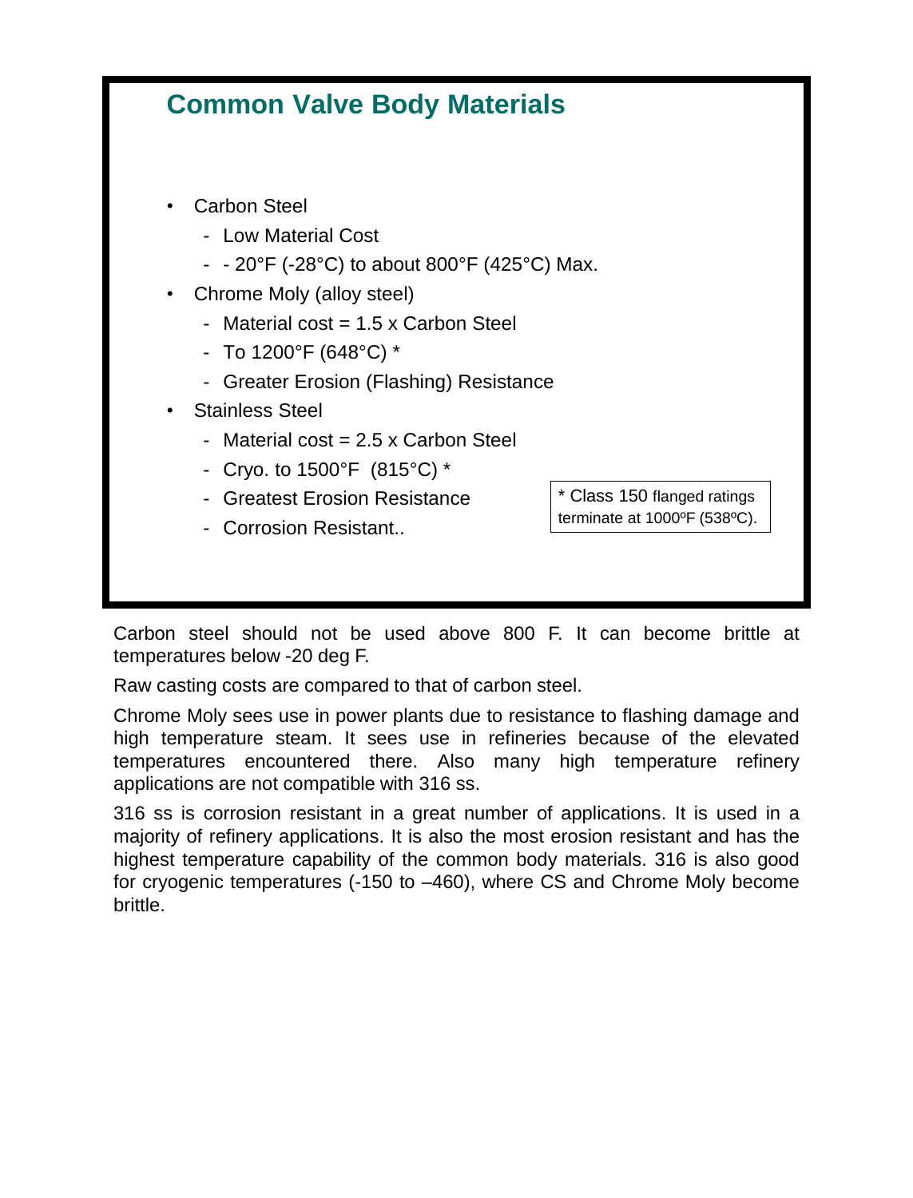## Common Valve Body Materials

- Carbon Steel
  - Low Material Cost
  - - 20°F (-28°C) to about 800°F (425°C) Max.
- Chrome Moly (alloy steel)
  - Material cost = 1.5 x Carbon Steel
  - To 1200°F (648°C) *
  - Greater Erosion (Flashing) Resistance
- Stainless Steel
  - Material cost = 2.5 x Carbon Steel
  - Cryo. to 1500°F (815°C) *
  - Greatest Erosion Resistance
  - Corrosion Resistant..

* Class 150 flanged ratings terminate at 1000ºF (538ºC).

Carbon steel should not be used above 800 F. It can become brittle at temperatures below -20 deg F.

Raw casting costs are compared to that of carbon steel.

Chrome Moly sees use in power plants due to resistance to flashing damage and high temperature steam. It sees use in refineries because of the elevated temperatures encountered there. Also many high temperature refinery applications are not compatible with 316 ss.

316 ss is corrosion resistant in a great number of applications. It is used in a majority of refinery applications. It is also the most erosion resistant and has the highest temperature capability of the common body materials. 316 is also good for cryogenic temperatures (-150 to –460), where CS and Chrome Moly become brittle.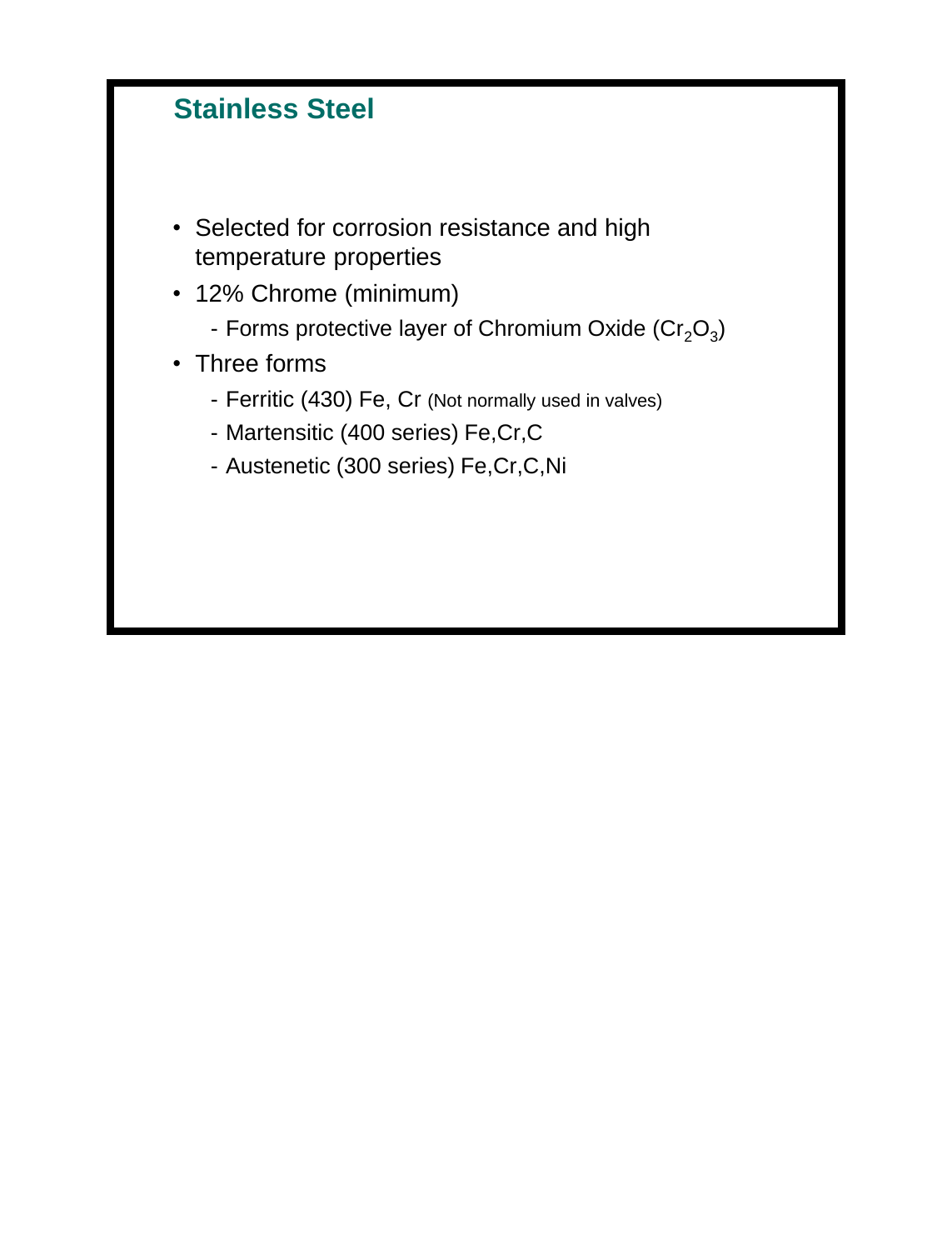## Stainless Steel

- Selected for corrosion resistance and high temperature properties
- 12% Chrome (minimum)
  - Forms protective layer of Chromium Oxide ($Cr_2O_3$)
- Three forms
  - Ferritic (430) Fe, Cr (Not normally used in valves)
  - Martensitic (400 series) Fe,Cr,C
  - Austenetic (300 series) Fe,Cr,C,Ni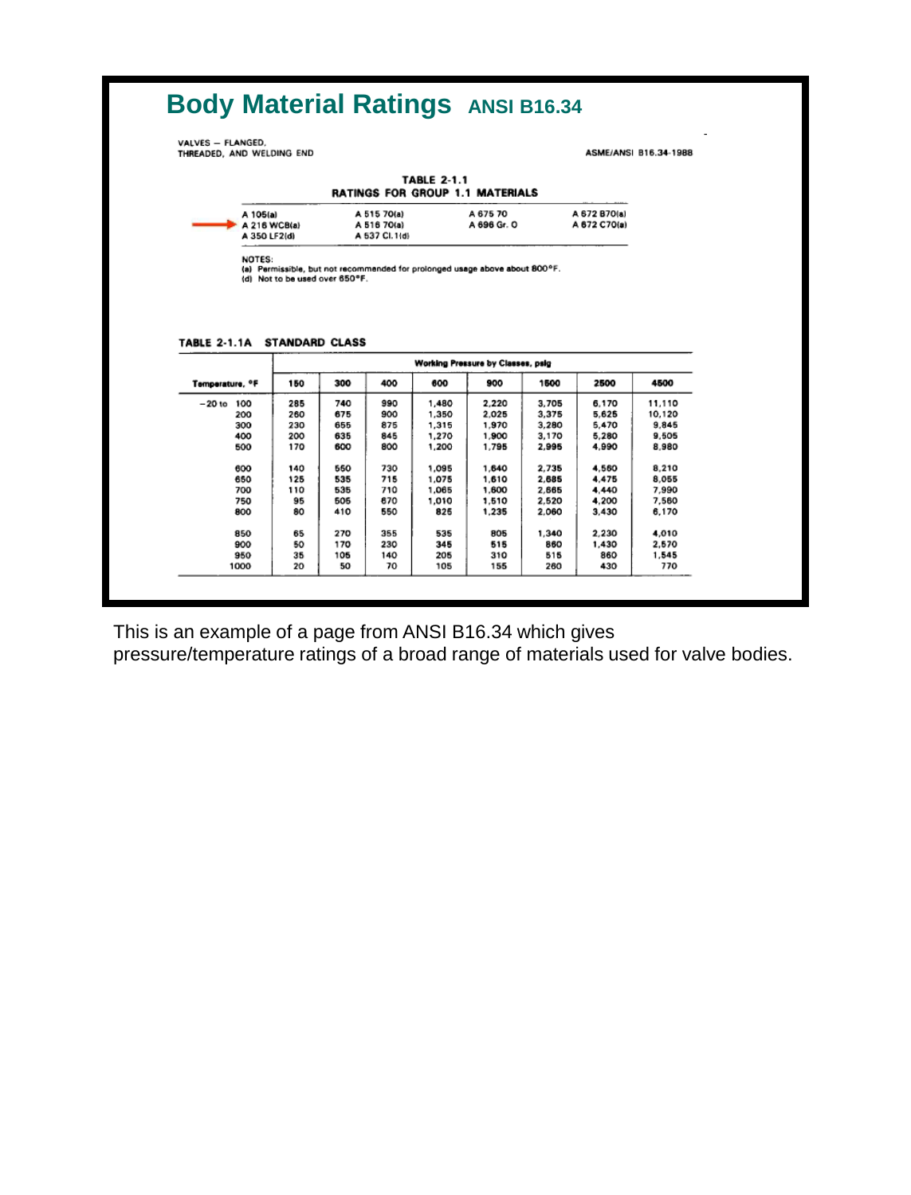# Body Material Ratings ANSI B16.34

VALVES — FLANGED,
THREADED, AND WELDING END

ASME/ANSI B16.34-1988

**TABLE 2-1.1**
**RATINGS FOR GROUP 1.1 MATERIALS**

| | | | |
|---|---|---|---|
| A 105(a) | A 515 70(a) | A 675 70 | A 672 B70(a) |
| A 216 WCB(a) | A 516 70(a) | A 696 Gr. C | A 672 C70(a) |
| A 350 LF2(d) | A 537 Cl.1(d) | | |

NOTES:
(a) Permissible, but not recommended for prolonged usage above about 800°F.
(d) Not to be used over 650°F.

**TABLE 2-1.1A STANDARD CLASS**

| Temperature, °F | Working Pressure by Classes, psig | | | | | | | |
|---|---|---|---|---|---|---|---|---|
| | 150 | 300 | 400 | 600 | 900 | 1500 | 2500 | 4500 |
| −20 to 100 | 285 | 740 | 990 | 1,480 | 2,220 | 3,705 | 6,170 | 11,110 |
| 200 | 260 | 675 | 900 | 1,350 | 2,025 | 3,375 | 5,625 | 10,120 |
| 300 | 230 | 655 | 875 | 1,315 | 1,970 | 3,280 | 5,470 | 9,845 |
| 400 | 200 | 635 | 845 | 1,270 | 1,900 | 3,170 | 5,280 | 9,505 |
| 500 | 170 | 600 | 800 | 1,200 | 1,795 | 2,995 | 4,990 | 8,980 |
| 600 | 140 | 550 | 730 | 1,095 | 1,640 | 2,735 | 4,560 | 8,210 |
| 650 | 125 | 535 | 715 | 1,075 | 1,610 | 2,685 | 4,475 | 8,055 |
| 700 | 110 | 535 | 710 | 1,065 | 1,600 | 2,665 | 4,440 | 7,990 |
| 750 | 95 | 505 | 670 | 1,010 | 1,510 | 2,520 | 4,200 | 7,560 |
| 800 | 80 | 410 | 550 | 825 | 1,235 | 2,060 | 3,430 | 6,170 |
| 850 | 65 | 270 | 355 | 535 | 805 | 1,340 | 2,230 | 4,010 |
| 900 | 50 | 170 | 230 | 345 | 515 | 860 | 1,430 | 2,570 |
| 950 | 35 | 105 | 140 | 205 | 310 | 515 | 860 | 1,545 |
| 1000 | 20 | 50 | 70 | 105 | 155 | 260 | 430 | 770 |

This is an example of a page from ANSI B16.34 which gives pressure/temperature ratings of a broad range of materials used for valve bodies.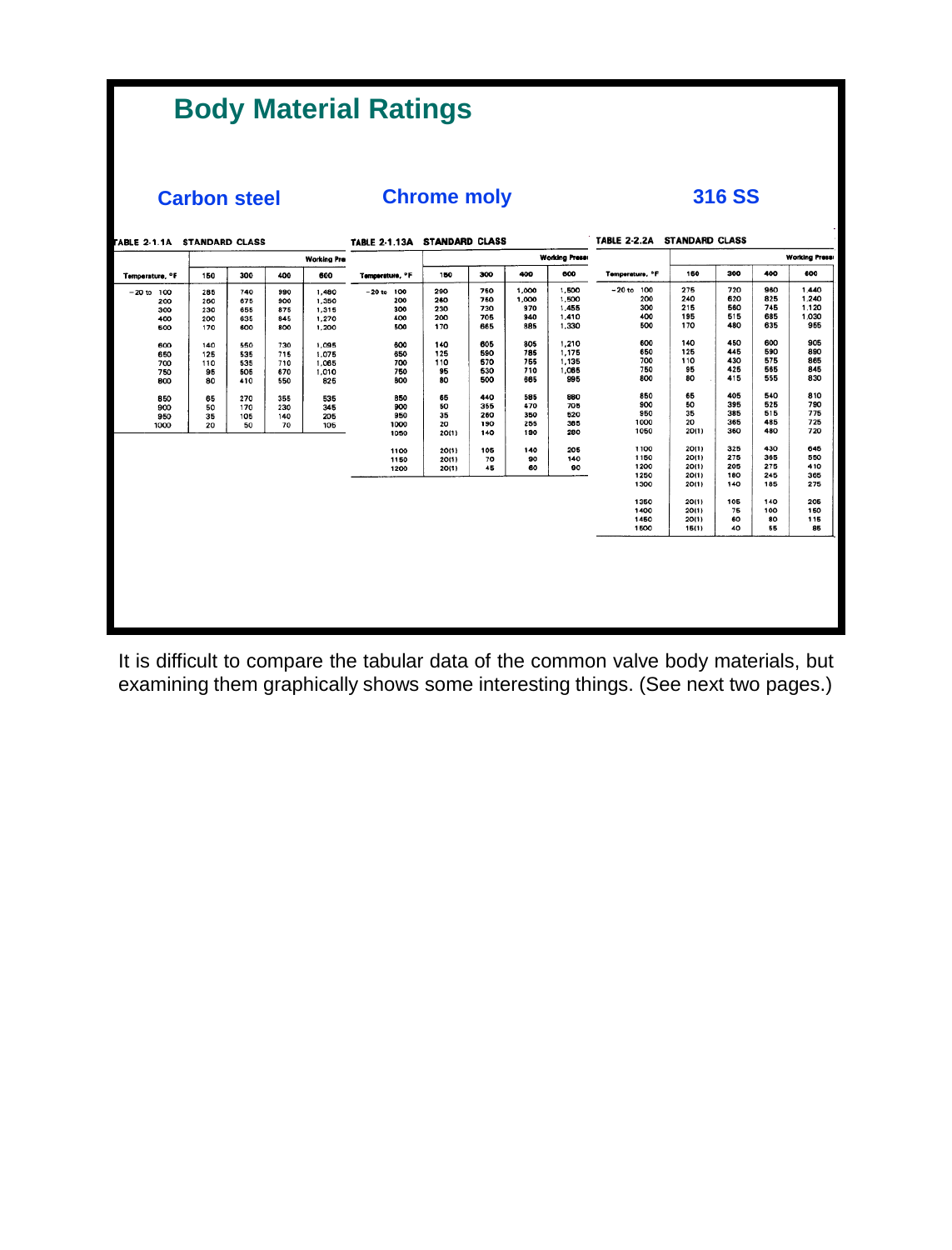# Body Material Ratings

## Carbon steel

**TABLE 2-1.1A STANDARD CLASS**

| Temperature, °F | Working Pre | | | |
|---|---|---|---|---|
| | 150 | 300 | 400 | 600 |
| −20 to 100 | 285 | 740 | 990 | 1,480 |
| 200 | 260 | 675 | 900 | 1,350 |
| 300 | 230 | 655 | 875 | 1,315 |
| 400 | 200 | 635 | 845 | 1,270 |
| 500 | 170 | 600 | 800 | 1,200 |
| 600 | 140 | 550 | 730 | 1,095 |
| 650 | 125 | 535 | 715 | 1,075 |
| 700 | 110 | 535 | 710 | 1,065 |
| 750 | 95 | 505 | 670 | 1,010 |
| 800 | 80 | 410 | 550 | 825 |
| 850 | 65 | 270 | 355 | 535 |
| 900 | 50 | 170 | 230 | 345 |
| 950 | 35 | 105 | 140 | 205 |
| 1000 | 20 | 50 | 70 | 105 |

## Chrome moly

**TABLE 2-1.13A STANDARD CLASS**

| Temperature, °F | Working Press | | | |
|---|---|---|---|---|
| | 150 | 300 | 400 | 600 |
| −20 to 100 | 290 | 750 | 1,000 | 1,500 |
| 200 | 260 | 750 | 1,000 | 1,500 |
| 300 | 230 | 730 | 970 | 1,455 |
| 400 | 200 | 705 | 940 | 1,410 |
| 500 | 170 | 665 | 885 | 1,330 |
| 600 | 140 | 605 | 805 | 1,210 |
| 650 | 125 | 590 | 785 | 1,175 |
| 700 | 110 | 570 | 755 | 1,135 |
| 750 | 95 | 530 | 710 | 1,065 |
| 800 | 80 | 500 | 665 | 995 |
| 850 | 65 | 440 | 585 | 880 |
| 900 | 50 | 355 | 470 | 705 |
| 950 | 35 | 260 | 350 | 520 |
| 1000 | 20 | 190 | 255 | 385 |
| 1050 | 20(1) | 140 | 190 | 280 |
| 1100 | 20(1) | 105 | 140 | 205 |
| 1150 | 20(1) | 70 | 90 | 140 |
| 1200 | 20(1) | 45 | 60 | 90 |

## 316 SS

**TABLE 2-2.2A STANDARD CLASS**

| Temperature, °F | Working Press | | | |
|---|---|---|---|---|
| | 150 | 300 | 400 | 600 |
| −20 to 100 | 275 | 720 | 960 | 1,440 |
| 200 | 240 | 620 | 825 | 1,240 |
| 300 | 215 | 560 | 745 | 1,120 |
| 400 | 195 | 515 | 685 | 1,030 |
| 500 | 170 | 480 | 635 | 955 |
| 600 | 140 | 450 | 600 | 905 |
| 650 | 125 | 445 | 590 | 890 |
| 700 | 110 | 430 | 575 | 865 |
| 750 | 95 | 425 | 565 | 845 |
| 800 | 80 | 415 | 555 | 830 |
| 850 | 65 | 405 | 540 | 810 |
| 900 | 50 | 395 | 525 | 790 |
| 950 | 35 | 385 | 515 | 775 |
| 1000 | 20 | 365 | 485 | 725 |
| 1050 | 20(1) | 360 | 480 | 720 |
| 1100 | 20(1) | 325 | 430 | 645 |
| 1150 | 20(1) | 275 | 365 | 550 |
| 1200 | 20(1) | 205 | 275 | 410 |
| 1250 | 20(1) | 180 | 245 | 365 |
| 1300 | 20(1) | 140 | 185 | 275 |
| 1350 | 20(1) | 105 | 140 | 205 |
| 1400 | 20(1) | 75 | 100 | 150 |
| 1450 | 20(1) | 60 | 80 | 115 |
| 1500 | 15(1) | 40 | 55 | 85 |

It is difficult to compare the tabular data of the common valve body materials, but examining them graphically shows some interesting things. (See next two pages.)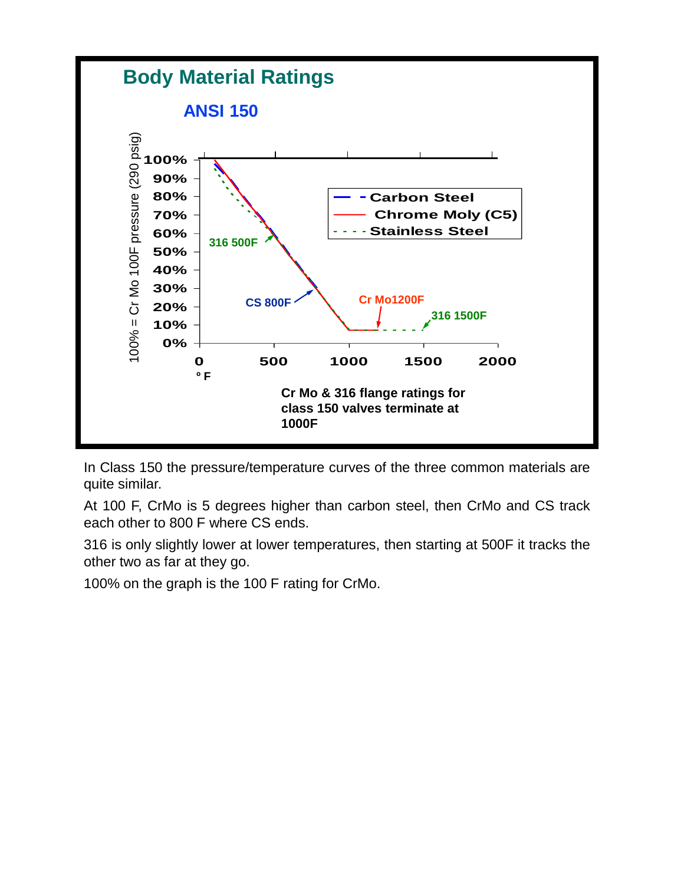## Body Material Ratings

### ANSI 150

100% = Cr Mo 100F pressure (290 psig)

| Legend |
|---|
| Carbon Steel |
| Chrome Moly (C5) |
| Stainless Steel |

316 500F

CS 800F

Cr Mo1200F

316 1500F

°F

**Cr Mo & 316 flange ratings for class 150 valves terminate at 1000F**

In Class 150 the pressure/temperature curves of the three common materials are quite similar.

At 100 F, CrMo is 5 degrees higher than carbon steel, then CrMo and CS track each other to 800 F where CS ends.

316 is only slightly lower at lower temperatures, then starting at 500F it tracks the other two as far at they go.

100% on the graph is the 100 F rating for CrMo.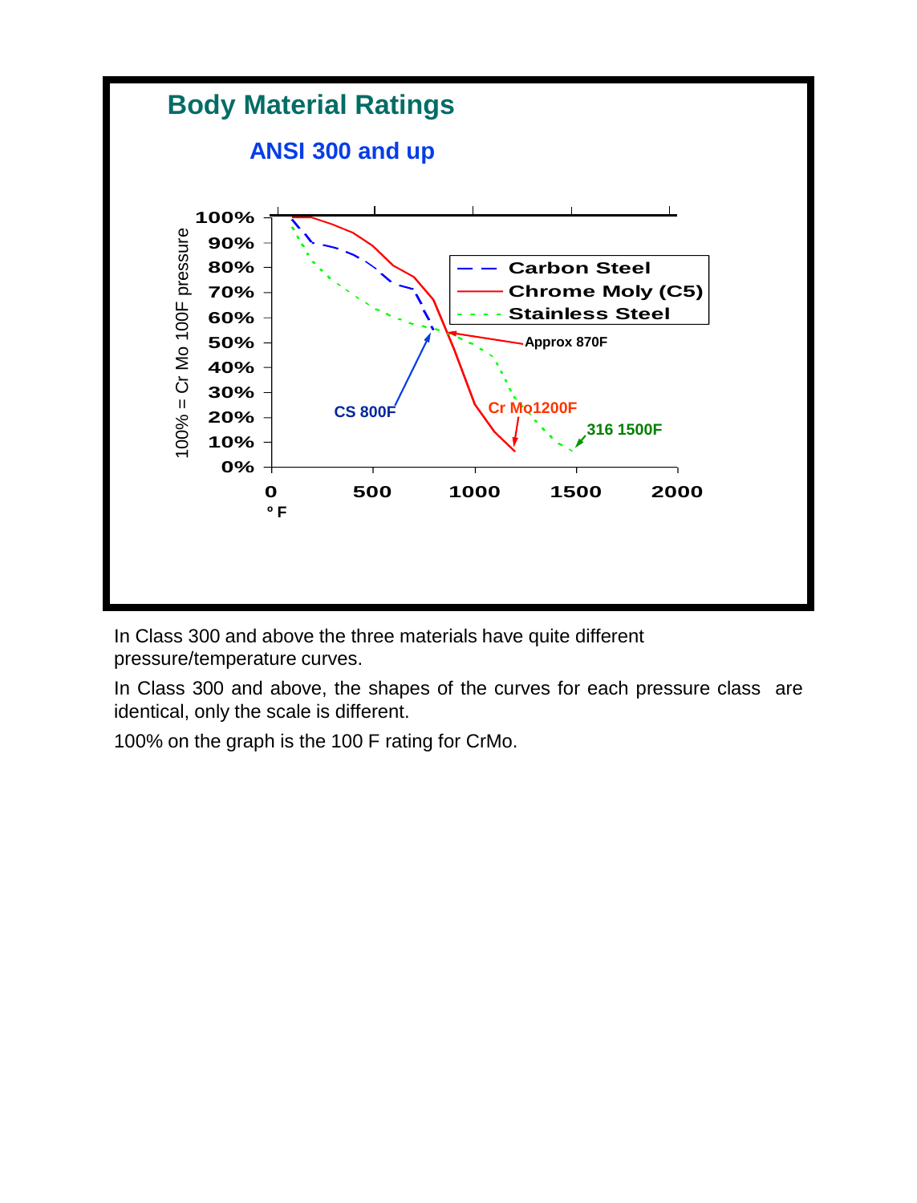## Body Material Ratings

### ANSI 300 and up

100% = Cr Mo 100F pressure

100%
90%
80%
70%
60%
50%
40%
30%
20%
10%
0%

0 500 1000 1500 2000

° F

Carbon Steel
Chrome Moly (C5)
Stainless Steel

Approx 870F

CS 800F

Cr Mo1200F

316 1500F

In Class 300 and above the three materials have quite different pressure/temperature curves.

In Class 300 and above, the shapes of the curves for each pressure class are identical, only the scale is different.

100% on the graph is the 100 F rating for CrMo.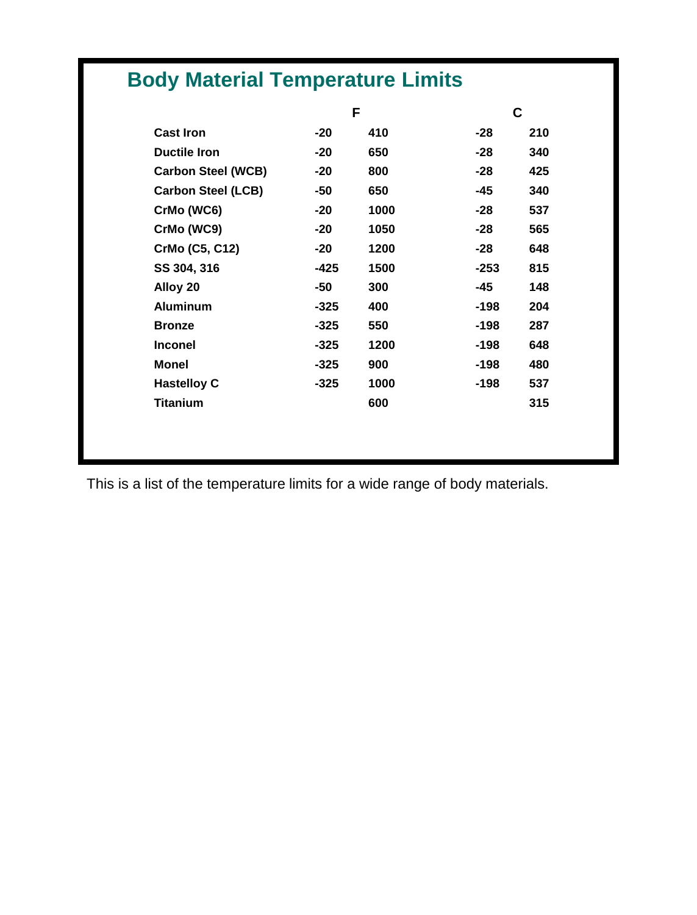## Body Material Temperature Limits

| | F | | C | |
|---|---|---|---|---|
| **Cast Iron** | -20 | 410 | -28 | 210 |
| **Ductile Iron** | -20 | 650 | -28 | 340 |
| **Carbon Steel (WCB)** | -20 | 800 | -28 | 425 |
| **Carbon Steel (LCB)** | -50 | 650 | -45 | 340 |
| **CrMo (WC6)** | -20 | 1000 | -28 | 537 |
| **CrMo (WC9)** | -20 | 1050 | -28 | 565 |
| **CrMo (C5, C12)** | -20 | 1200 | -28 | 648 |
| **SS 304, 316** | -425 | 1500 | -253 | 815 |
| **Alloy 20** | -50 | 300 | -45 | 148 |
| **Aluminum** | -325 | 400 | -198 | 204 |
| **Bronze** | -325 | 550 | -198 | 287 |
| **Inconel** | -325 | 1200 | -198 | 648 |
| **Monel** | -325 | 900 | -198 | 480 |
| **Hastelloy C** | -325 | 1000 | -198 | 537 |
| **Titanium** | | 600 | | 315 |

This is a list of the temperature limits for a wide range of body materials.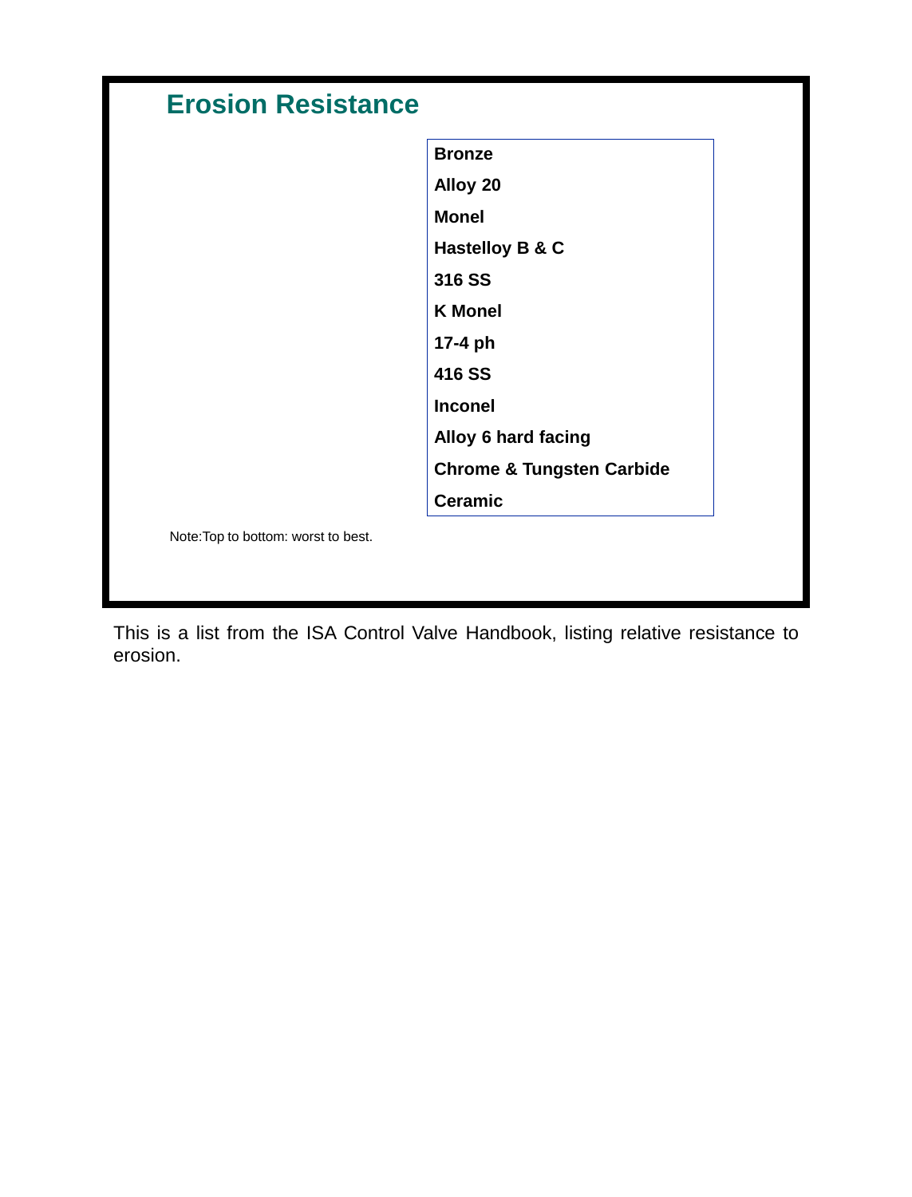## Erosion Resistance

| |
|---|
| **Bronze** |
| **Alloy 20** |
| **Monel** |
| **Hastelloy B & C** |
| **316 SS** |
| **K Monel** |
| **17-4 ph** |
| **416 SS** |
| **Inconel** |
| **Alloy 6 hard facing** |
| **Chrome & Tungsten Carbide** |
| **Ceramic** |

Note:Top to bottom: worst to best.

This is a list from the ISA Control Valve Handbook, listing relative resistance to erosion.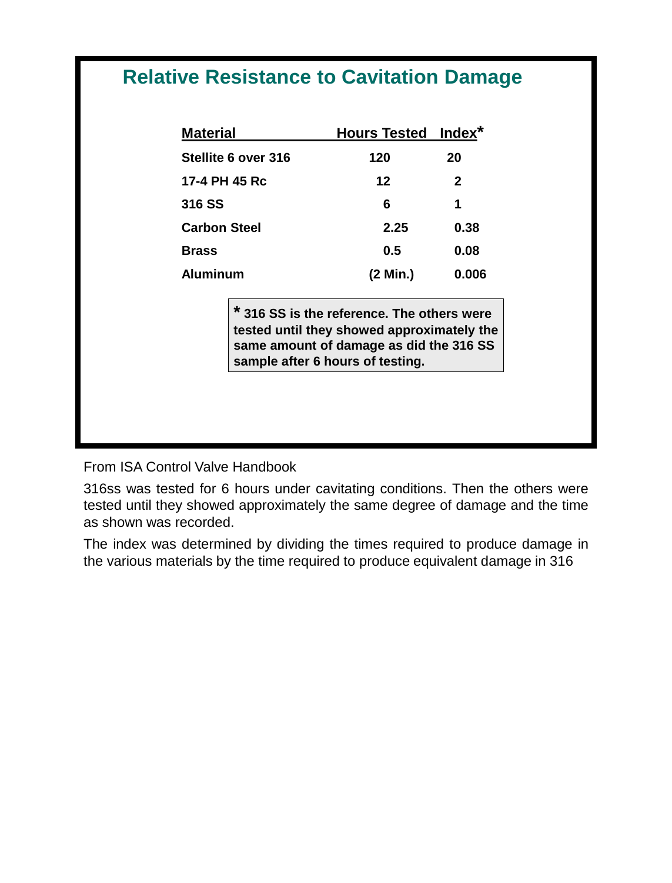## Relative Resistance to Cavitation Damage

| Material | Hours Tested | Index* |
|---|---|---|
| Stellite 6 over 316 | 120 | 20 |
| 17-4 PH 45 Rc | 12 | 2 |
| 316 SS | 6 | 1 |
| Carbon Steel | 2.25 | 0.38 |
| Brass | 0.5 | 0.08 |
| Aluminum | (2 Min.) | 0.006 |

**\* 316 SS is the reference. The others were tested until they showed approximately the same amount of damage as did the 316 SS sample after 6 hours of testing.**

From ISA Control Valve Handbook

316ss was tested for 6 hours under cavitating conditions. Then the others were tested until they showed approximately the same degree of damage and the time as shown was recorded.

The index was determined by dividing the times required to produce damage in the various materials by the time required to produce equivalent damage in 316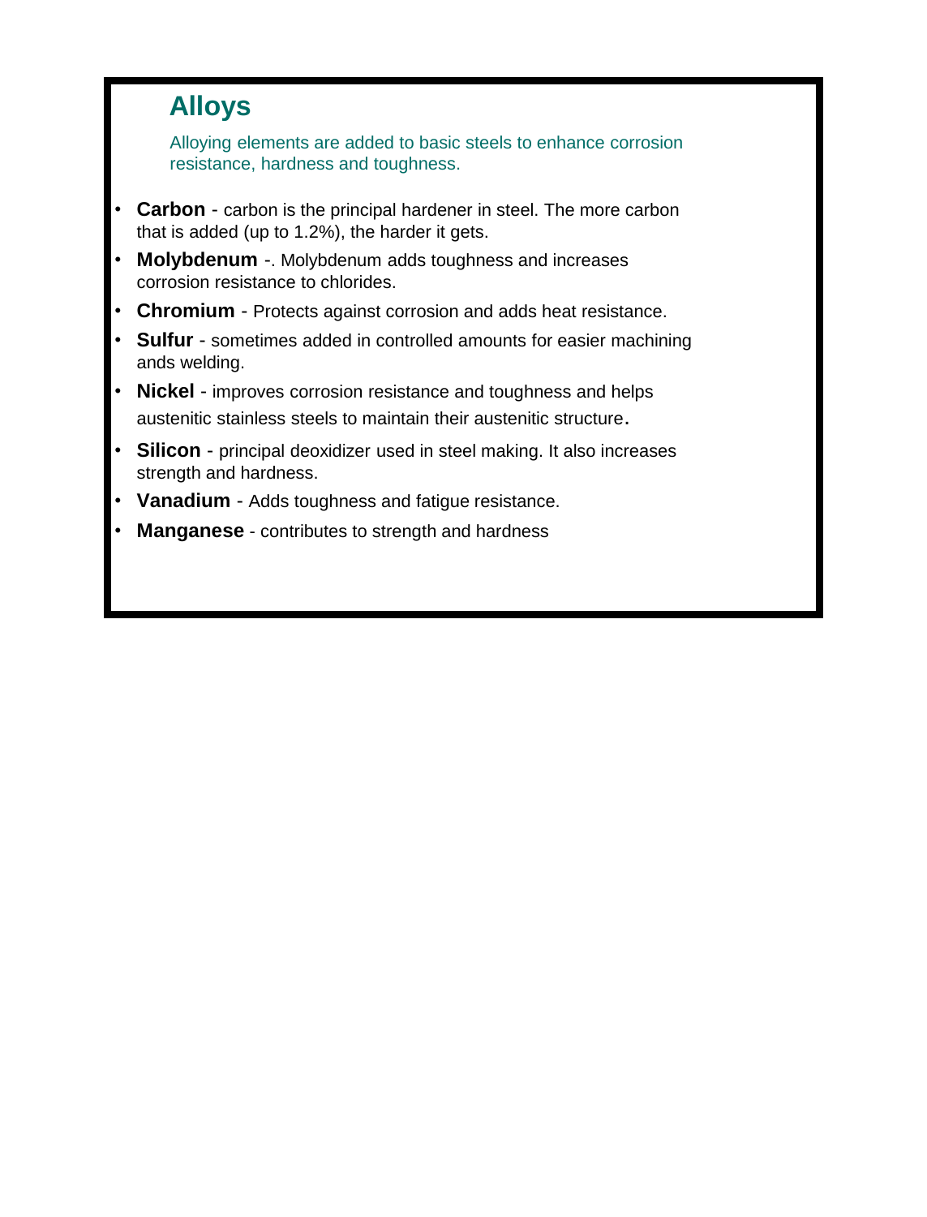## Alloys

Alloying elements are added to basic steels to enhance corrosion resistance, hardness and toughness.

- **Carbon** - carbon is the principal hardener in steel. The more carbon that is added (up to 1.2%), the harder it gets.
- **Molybdenum** -. Molybdenum adds toughness and increases corrosion resistance to chlorides.
- **Chromium** - Protects against corrosion and adds heat resistance.
- **Sulfur** - sometimes added in controlled amounts for easier machining ands welding.
- **Nickel** - improves corrosion resistance and toughness and helps austenitic stainless steels to maintain their austenitic structure.
- **Silicon** - principal deoxidizer used in steel making. It also increases strength and hardness.
- **Vanadium** - Adds toughness and fatigue resistance.
- **Manganese** - contributes to strength and hardness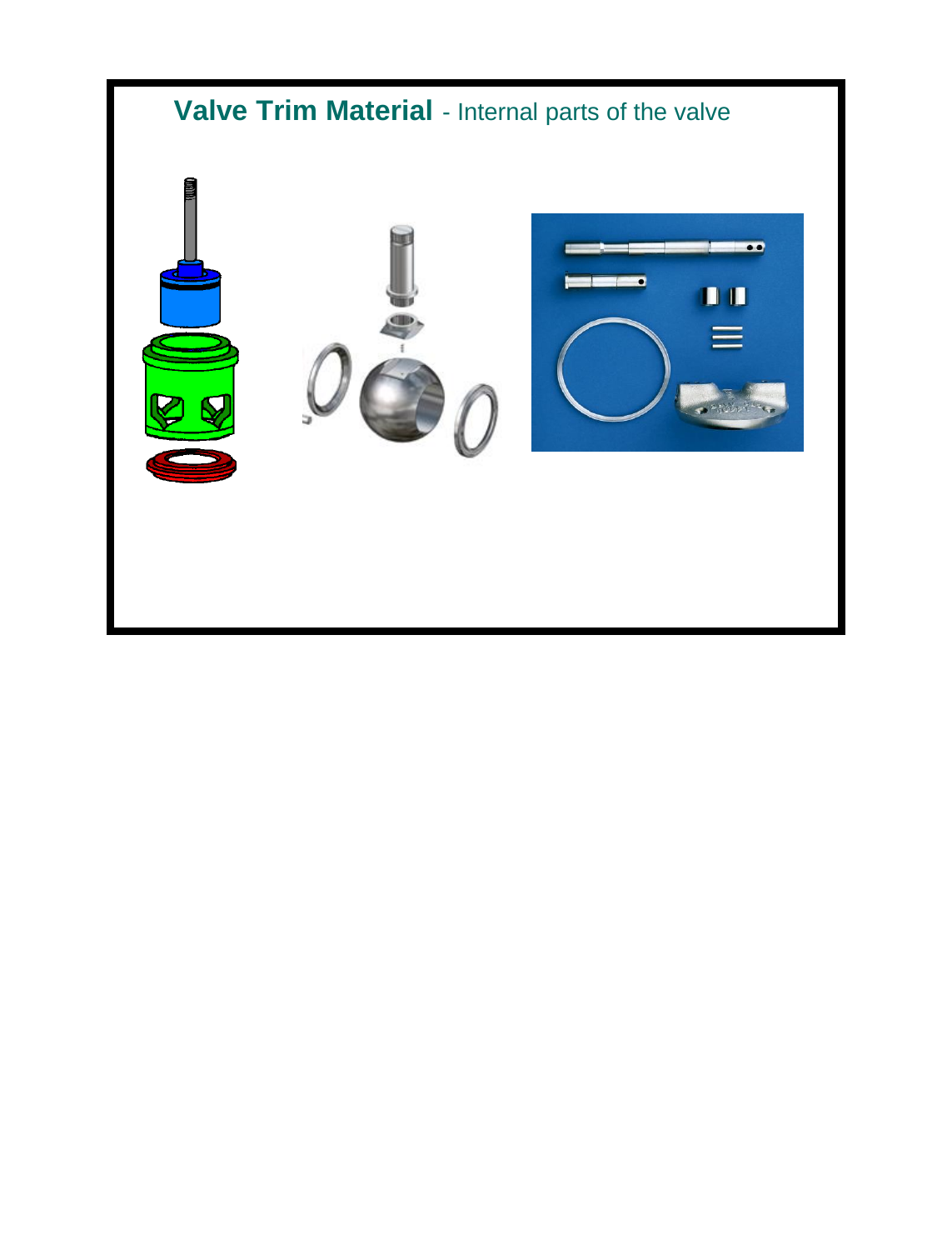## **Valve Trim Material** - Internal parts of the valve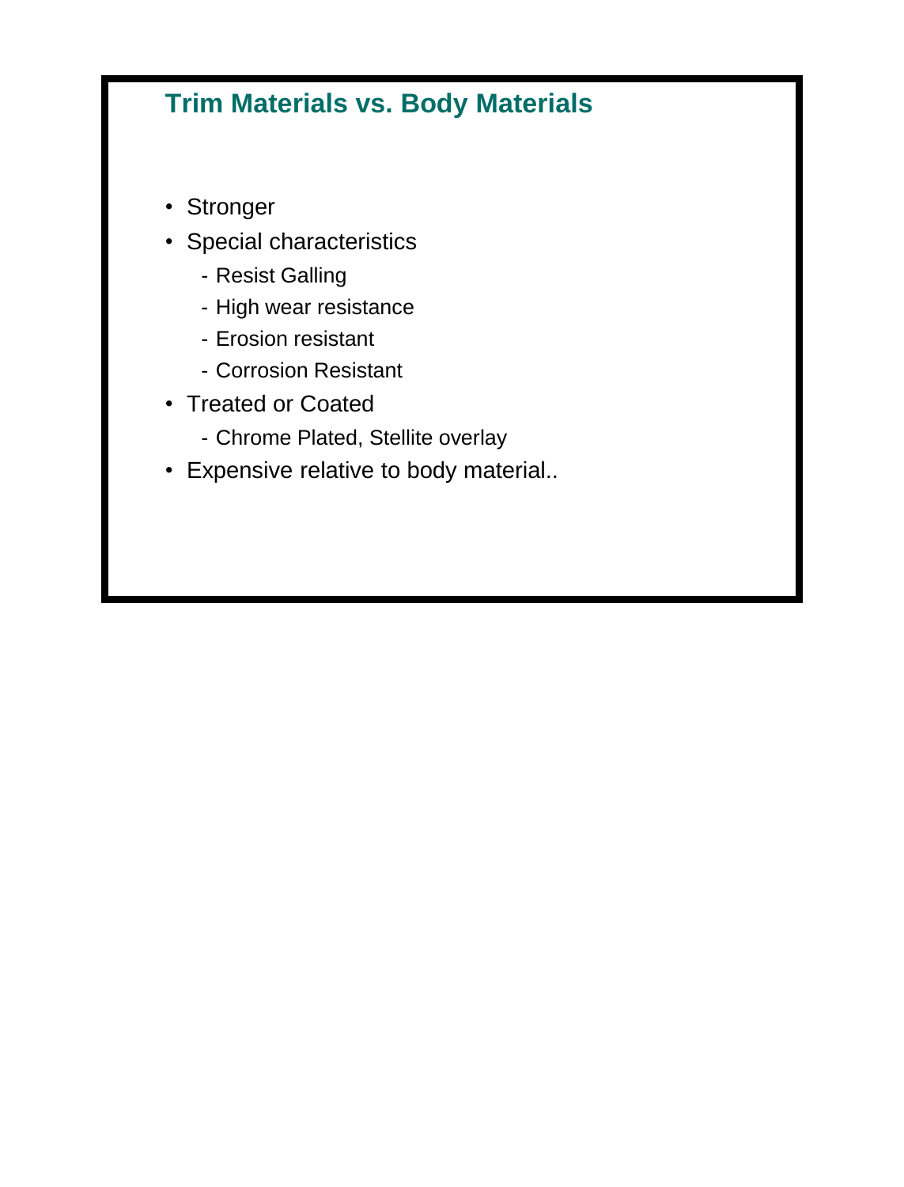## Trim Materials vs. Body Materials

- Stronger
- Special characteristics
  - Resist Galling
  - High wear resistance
  - Erosion resistant
  - Corrosion Resistant
- Treated or Coated
  - Chrome Plated, Stellite overlay
- Expensive relative to body material..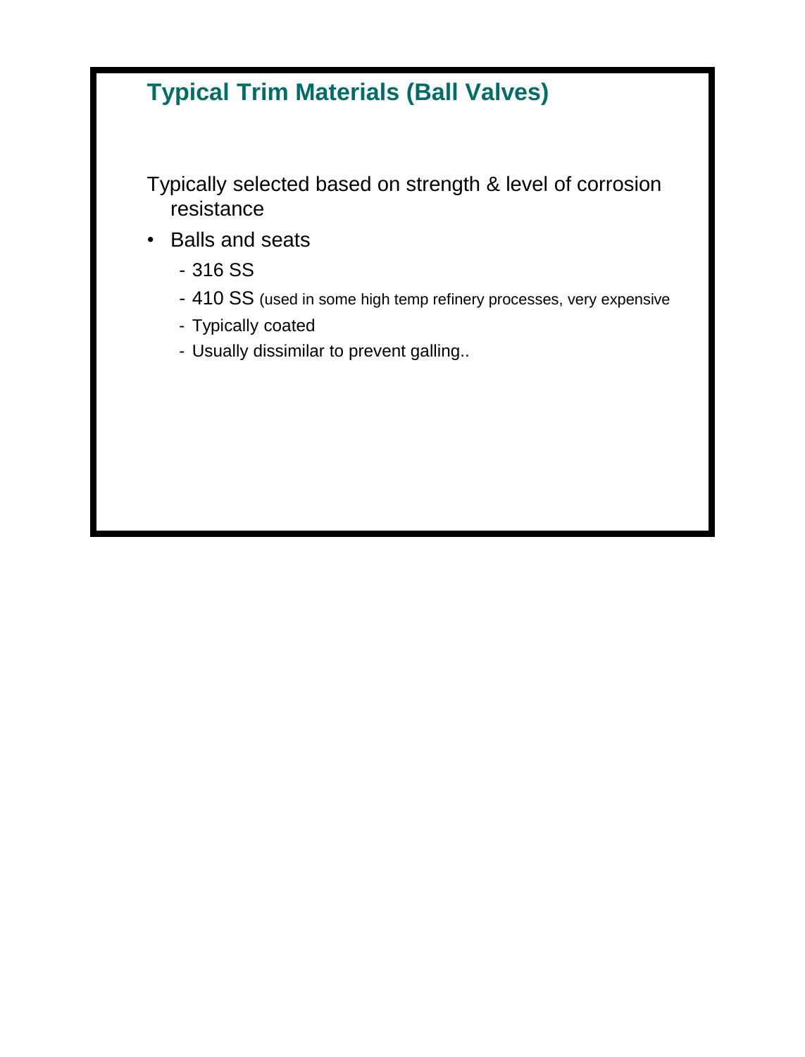## Typical Trim Materials (Ball Valves)

Typically selected based on strength & level of corrosion resistance

- Balls and seats
  - 316 SS
  - 410 SS (used in some high temp refinery processes, very expensive
  - Typically coated
  - Usually dissimilar to prevent galling..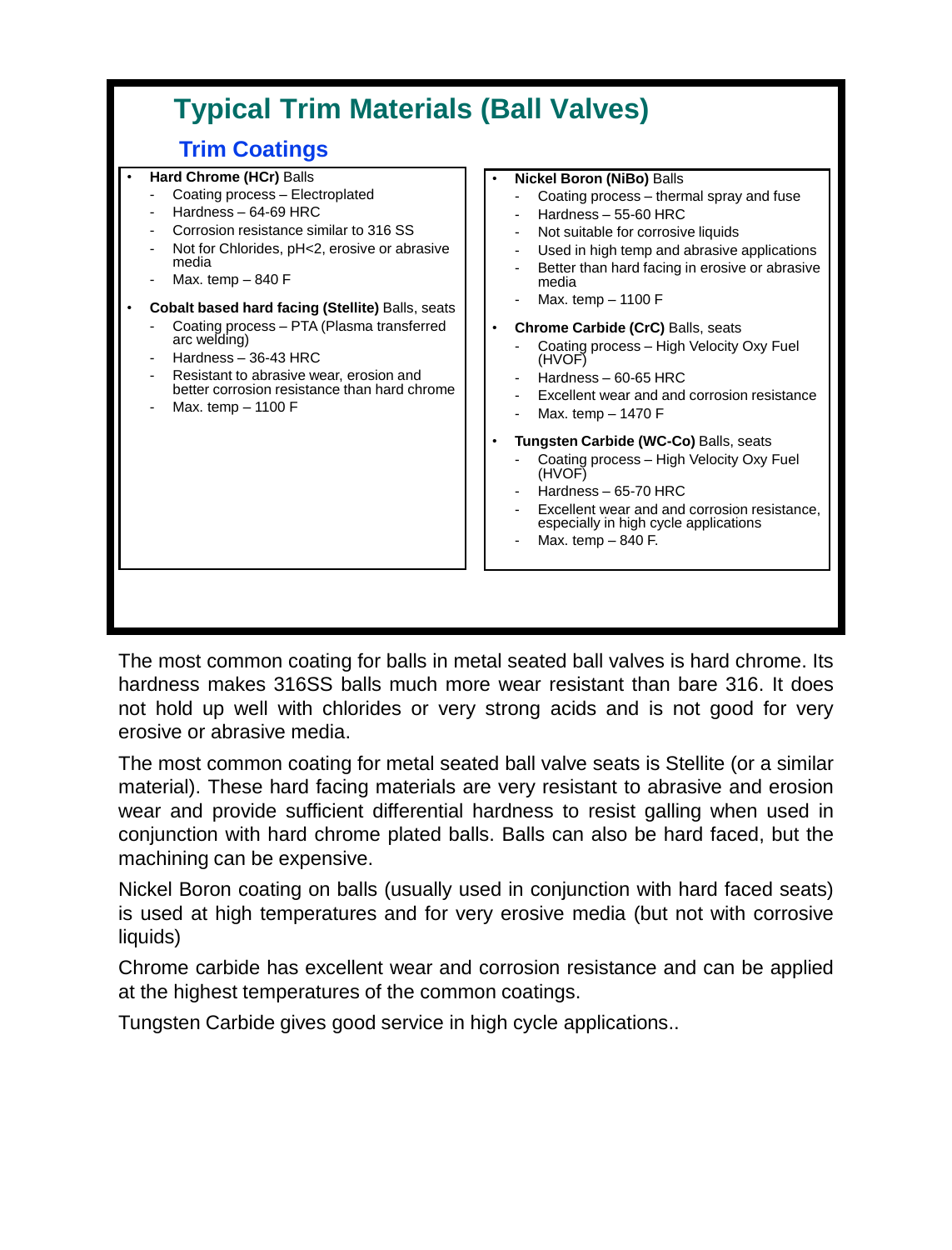# Typical Trim Materials (Ball Valves)

## Trim Coatings

- **Hard Chrome (HCr)** Balls
  - Coating process – Electroplated
  - Hardness – 64-69 HRC
  - Corrosion resistance similar to 316 SS
  - Not for Chlorides, pH<2, erosive or abrasive media
  - Max. temp – 840 F
- **Cobalt based hard facing (Stellite)** Balls, seats
  - Coating process – PTA (Plasma transferred arc welding)
  - Hardness – 36-43 HRC
  - Resistant to abrasive wear, erosion and better corrosion resistance than hard chrome
  - Max. temp – 1100 F

- **Nickel Boron (NiBo)** Balls
  - Coating process – thermal spray and fuse
  - Hardness – 55-60 HRC
  - Not suitable for corrosive liquids
  - Used in high temp and abrasive applications
  - Better than hard facing in erosive or abrasive media
  - Max. temp – 1100 F
- **Chrome Carbide (CrC)** Balls, seats
  - Coating process – High Velocity Oxy Fuel (HVOF)
  - Hardness – 60-65 HRC
  - Excellent wear and and corrosion resistance
  - Max. temp – 1470 F
- **Tungsten Carbide (WC-Co)** Balls, seats
  - Coating process – High Velocity Oxy Fuel (HVOF)
  - Hardness – 65-70 HRC
  - Excellent wear and and corrosion resistance, especially in high cycle applications
  - Max. temp – 840 F.

The most common coating for balls in metal seated ball valves is hard chrome. Its hardness makes 316SS balls much more wear resistant than bare 316. It does not hold up well with chlorides or very strong acids and is not good for very erosive or abrasive media.

The most common coating for metal seated ball valve seats is Stellite (or a similar material). These hard facing materials are very resistant to abrasive and erosion wear and provide sufficient differential hardness to resist galling when used in conjunction with hard chrome plated balls. Balls can also be hard faced, but the machining can be expensive.

Nickel Boron coating on balls (usually used in conjunction with hard faced seats) is used at high temperatures and for very erosive media (but not with corrosive liquids)

Chrome carbide has excellent wear and corrosion resistance and can be applied at the highest temperatures of the common coatings.

Tungsten Carbide gives good service in high cycle applications..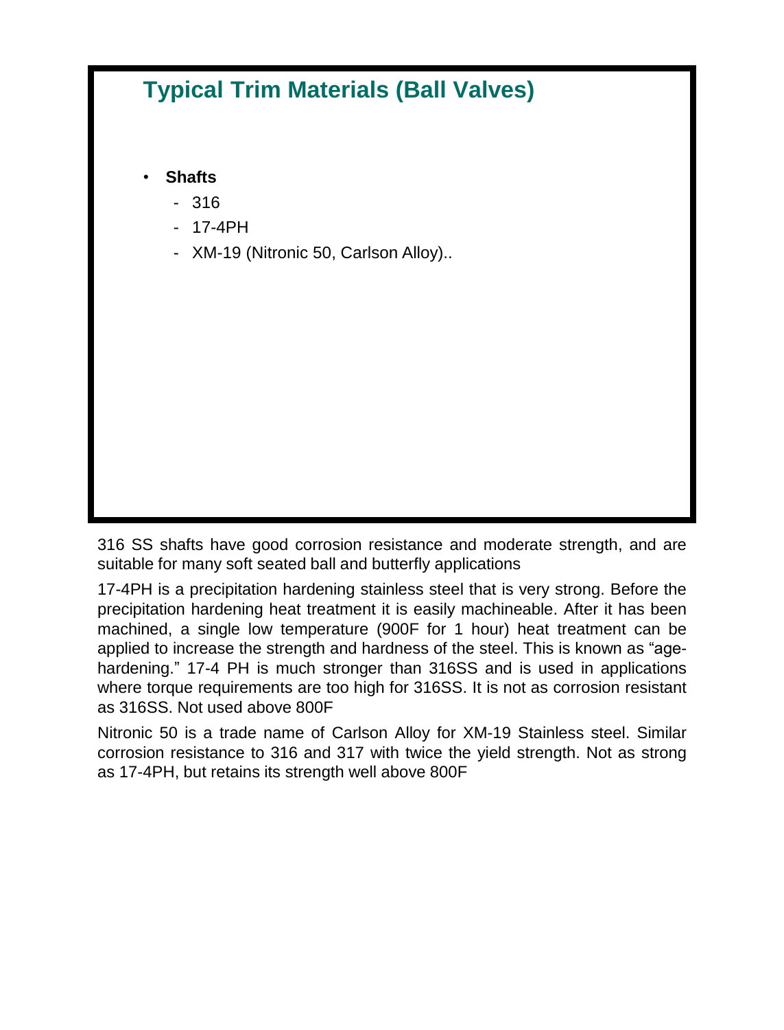## Typical Trim Materials (Ball Valves)

- **Shafts**
  - 316
  - 17-4PH
  - XM-19 (Nitronic 50, Carlson Alloy)..

316 SS shafts have good corrosion resistance and moderate strength, and are suitable for many soft seated ball and butterfly applications

17-4PH is a precipitation hardening stainless steel that is very strong. Before the precipitation hardening heat treatment it is easily machineable. After it has been machined, a single low temperature (900F for 1 hour) heat treatment can be applied to increase the strength and hardness of the steel. This is known as "age-hardening." 17-4 PH is much stronger than 316SS and is used in applications where torque requirements are too high for 316SS. It is not as corrosion resistant as 316SS. Not used above 800F

Nitronic 50 is a trade name of Carlson Alloy for XM-19 Stainless steel. Similar corrosion resistance to 316 and 317 with twice the yield strength. Not as strong as 17-4PH, but retains its strength well above 800F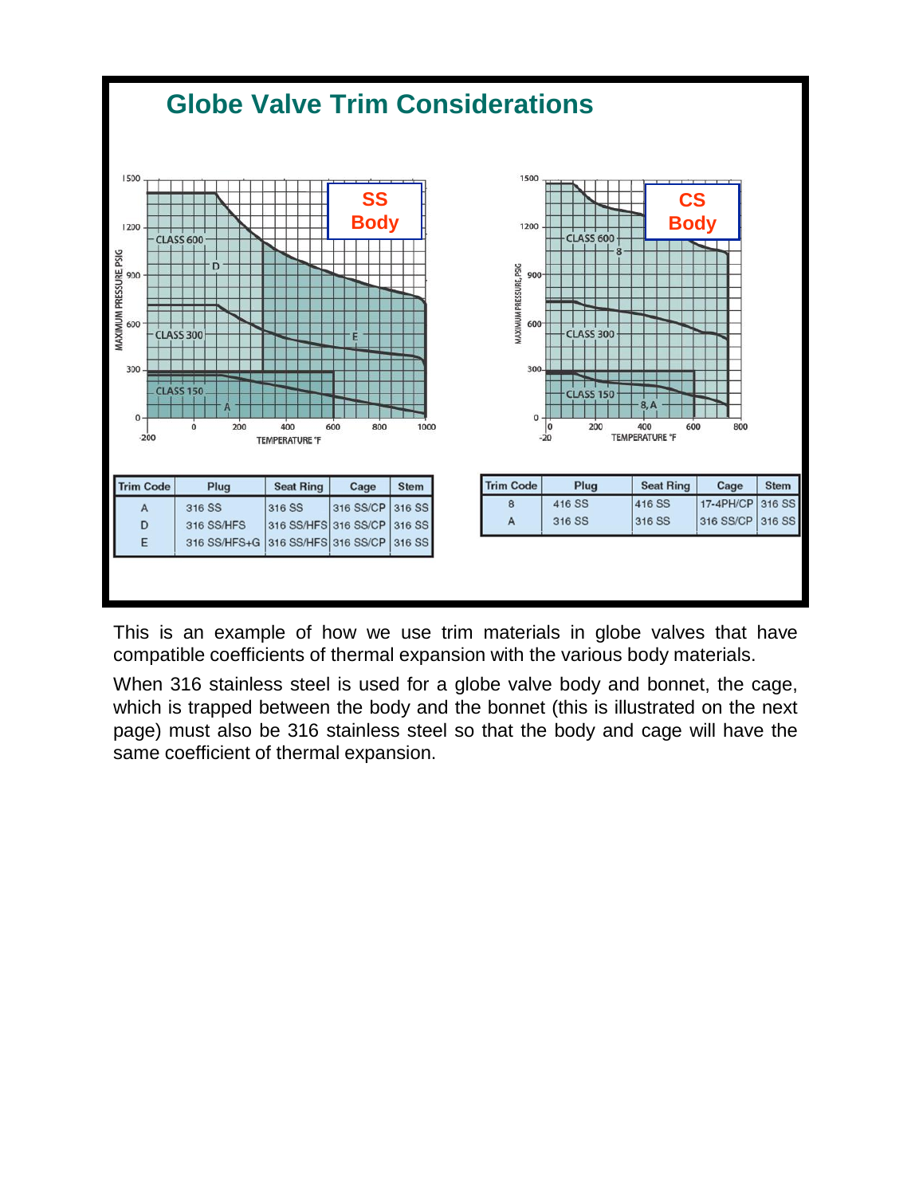# Globe Valve Trim Considerations

**SS Body**

| Trim Code | Plug | Seat Ring | Cage | Stem |
|---|---|---|---|---|
| A | 316 SS | 316 SS | 316 SS/CP | 316 SS |
| D | 316 SS/HFS | 316 SS/HFS | 316 SS/CP | 316 SS |
| E | 316 SS/HFS+G | 316 SS/HFS | 316 SS/CP | 316 SS |

**CS Body**

| Trim Code | Plug | Seat Ring | Cage | Stem |
|---|---|---|---|---|
| 8 | 416 SS | 416 SS | 17-4PH/CP | 316 SS |
| A | 316 SS | 316 SS | 316 SS/CP | 316 SS |

This is an example of how we use trim materials in globe valves that have compatible coefficients of thermal expansion with the various body materials.

When 316 stainless steel is used for a globe valve body and bonnet, the cage, which is trapped between the body and the bonnet (this is illustrated on the next page) must also be 316 stainless steel so that the body and cage will have the same coefficient of thermal expansion.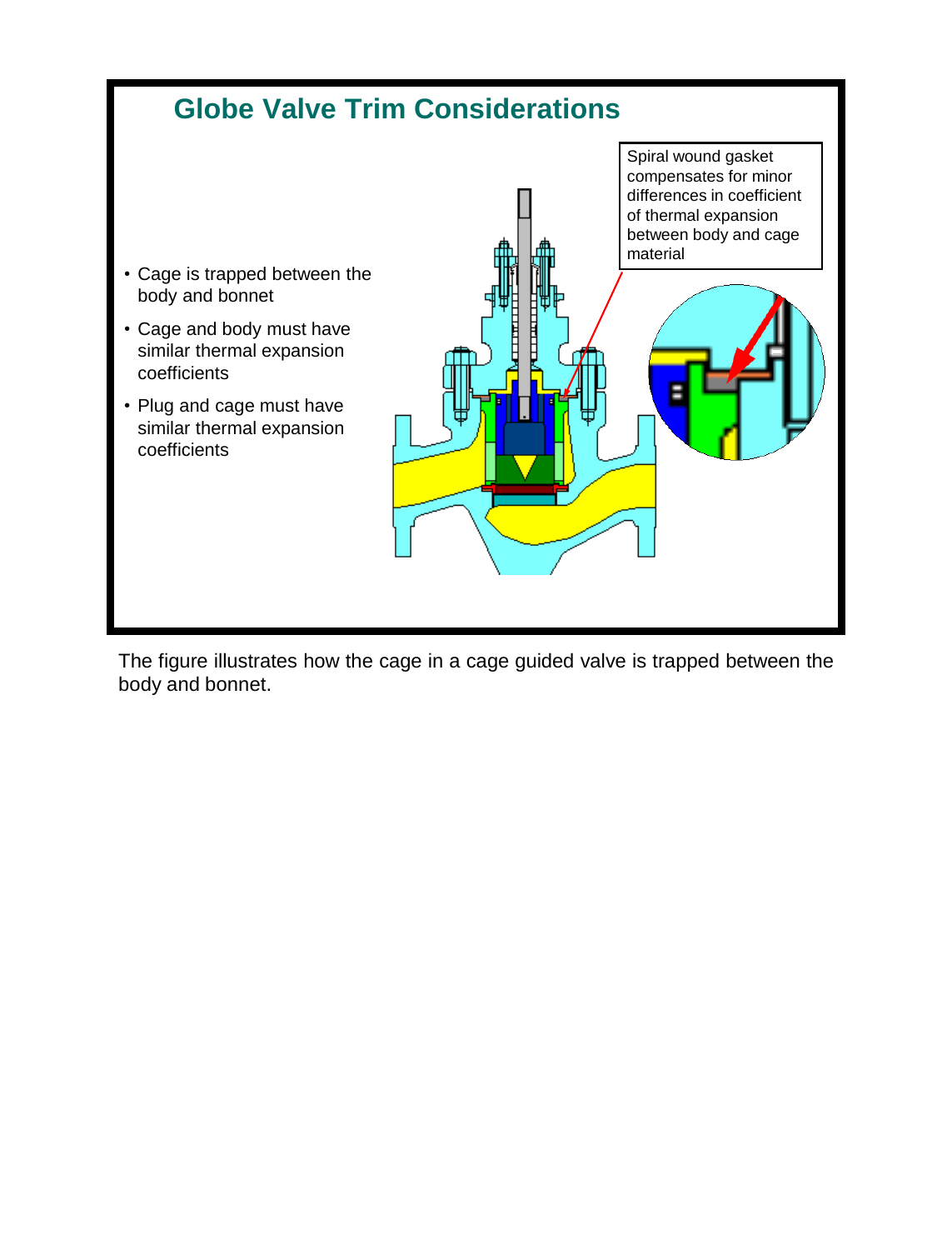## Globe Valve Trim Considerations

- Cage is trapped between the body and bonnet
- Cage and body must have similar thermal expansion coefficients
- Plug and cage must have similar thermal expansion coefficients

Spiral wound gasket compensates for minor differences in coefficient of thermal expansion between body and cage material

The figure illustrates how the cage in a cage guided valve is trapped between the body and bonnet.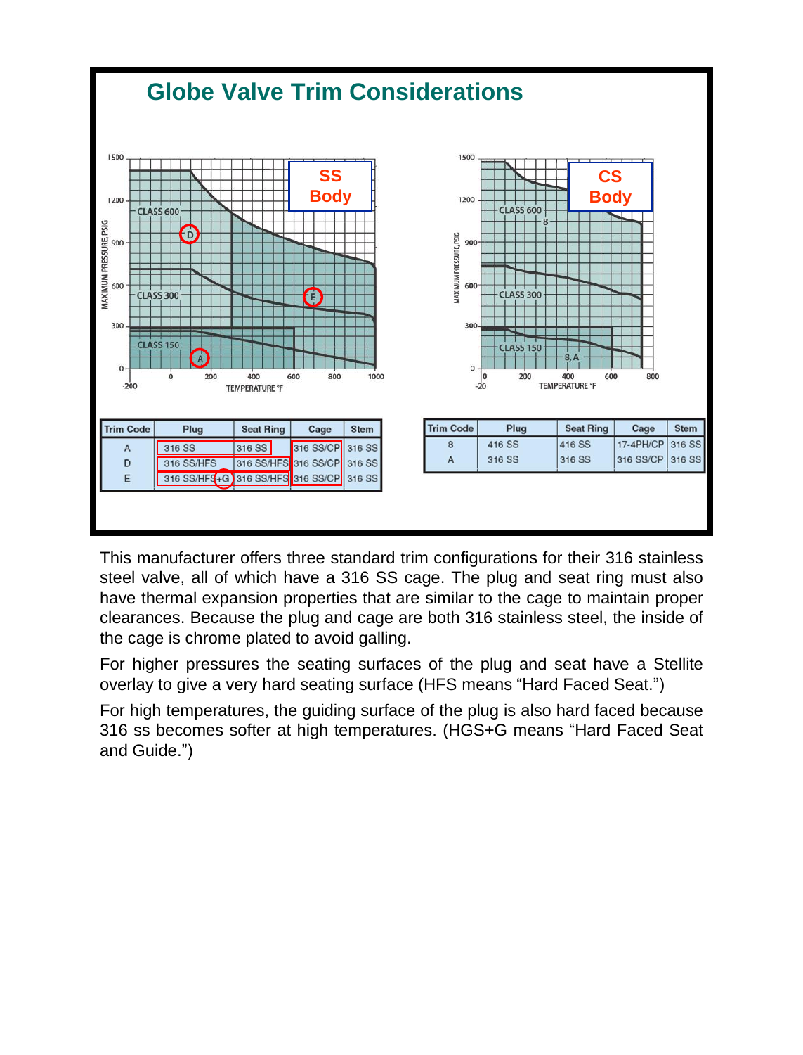# Globe Valve Trim Considerations

**SS Body**

| Trim Code | Plug | Seat Ring | Cage | Stem |
|---|---|---|---|---|
| A | 316 SS | 316 SS | 316 SS/CP | 316 SS |
| D | 316 SS/HFS | 316 SS/HFS | 316 SS/CP | 316 SS |
| E | 316 SS/HFS+G | 316 SS/HFS | 316 SS/CP | 316 SS |

**CS Body**

| Trim Code | Plug | Seat Ring | Cage | Stem |
|---|---|---|---|---|
| 8 | 416 SS | 416 SS | 17-4PH/CP | 316 SS |
| A | 316 SS | 316 SS | 316 SS/CP | 316 SS |

This manufacturer offers three standard trim configurations for their 316 stainless steel valve, all of which have a 316 SS cage. The plug and seat ring must also have thermal expansion properties that are similar to the cage to maintain proper clearances. Because the plug and cage are both 316 stainless steel, the inside of the cage is chrome plated to avoid galling.

For higher pressures the seating surfaces of the plug and seat have a Stellite overlay to give a very hard seating surface (HFS means "Hard Faced Seat.")

For high temperatures, the guiding surface of the plug is also hard faced because 316 ss becomes softer at high temperatures. (HGS+G means "Hard Faced Seat and Guide.")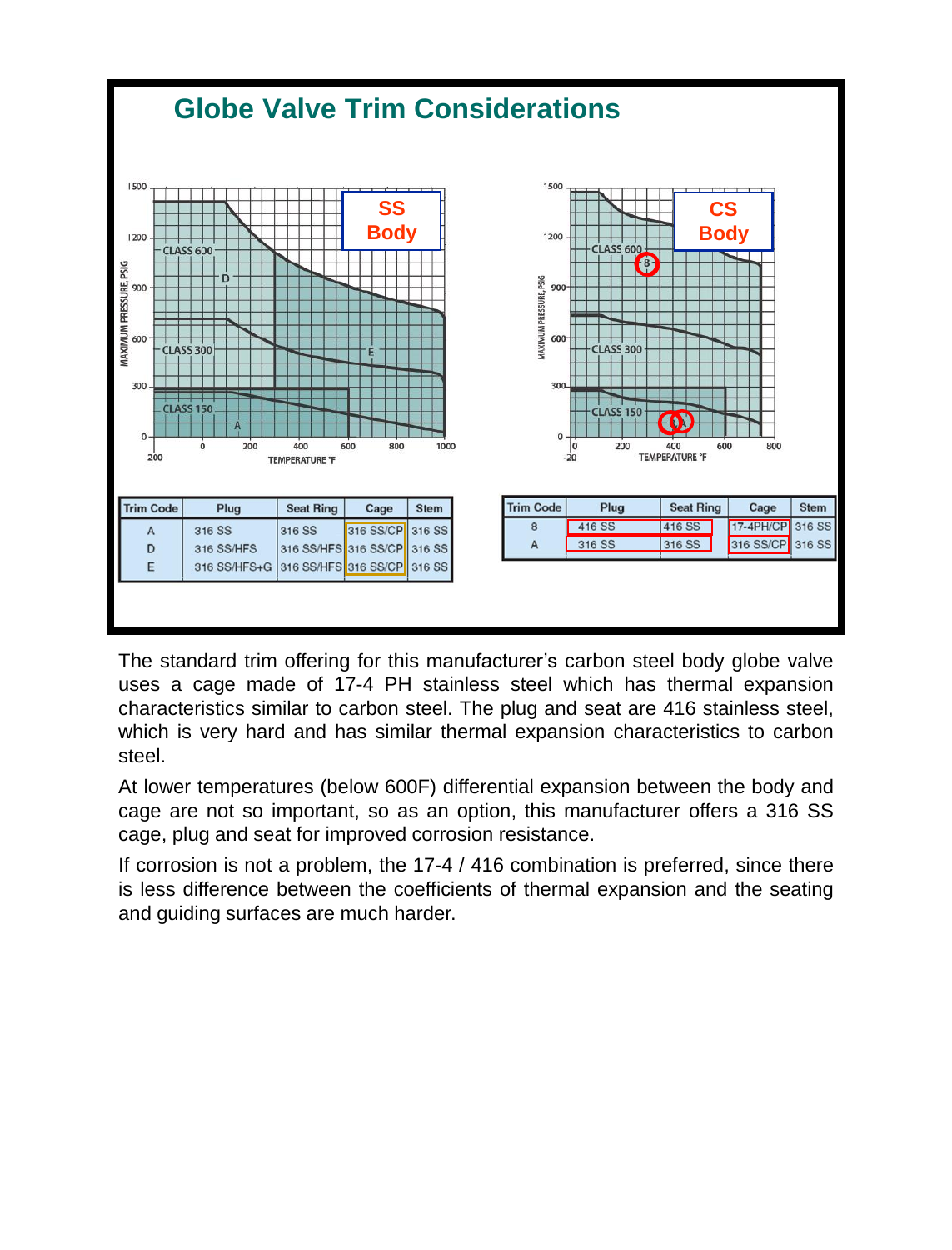# Globe Valve Trim Considerations

**SS Body**

| Trim Code | Plug | Seat Ring | Cage | Stem |
|---|---|---|---|---|
| A | 316 SS | 316 SS | 316 SS/CP | 316 SS |
| D | 316 SS/HFS | 316 SS/HFS | 316 SS/CP | 316 SS |
| E | 316 SS/HFS+G | 316 SS/HFS | 316 SS/CP | 316 SS |

**CS Body**

| Trim Code | Plug | Seat Ring | Cage | Stem |
|---|---|---|---|---|
| 8 | 416 SS | 416 SS | 17-4PH/CP | 316 SS |
| A | 316 SS | 316 SS | 316 SS/CP | 316 SS |

The standard trim offering for this manufacturer's carbon steel body globe valve uses a cage made of 17-4 PH stainless steel which has thermal expansion characteristics similar to carbon steel. The plug and seat are 416 stainless steel, which is very hard and has similar thermal expansion characteristics to carbon steel.

At lower temperatures (below 600F) differential expansion between the body and cage are not so important, so as an option, this manufacturer offers a 316 SS cage, plug and seat for improved corrosion resistance.

If corrosion is not a problem, the 17-4 / 416 combination is preferred, since there is less difference between the coefficients of thermal expansion and the seating and guiding surfaces are much harder.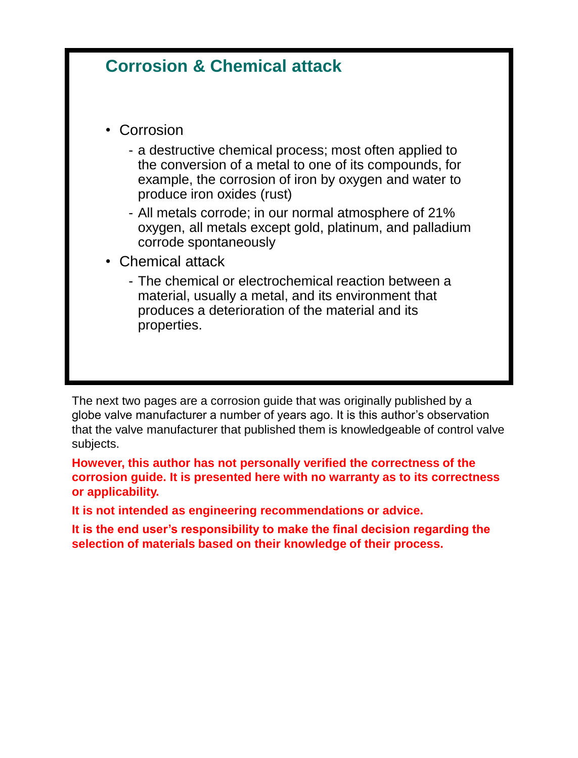## Corrosion & Chemical attack

- Corrosion
    - a destructive chemical process; most often applied to the conversion of a metal to one of its compounds, for example, the corrosion of iron by oxygen and water to produce iron oxides (rust)
    - All metals corrode; in our normal atmosphere of 21% oxygen, all metals except gold, platinum, and palladium corrode spontaneously
- Chemical attack
    - The chemical or electrochemical reaction between a material, usually a metal, and its environment that produces a deterioration of the material and its properties.

The next two pages are a corrosion guide that was originally published by a globe valve manufacturer a number of years ago. It is this author's observation that the valve manufacturer that published them is knowledgeable of control valve subjects.

**However, this author has not personally verified the correctness of the corrosion guide. It is presented here with no warranty as to its correctness or applicability.**

**It is not intended as engineering recommendations or advice.**

**It is the end user's responsibility to make the final decision regarding the selection of materials based on their knowledge of their process.**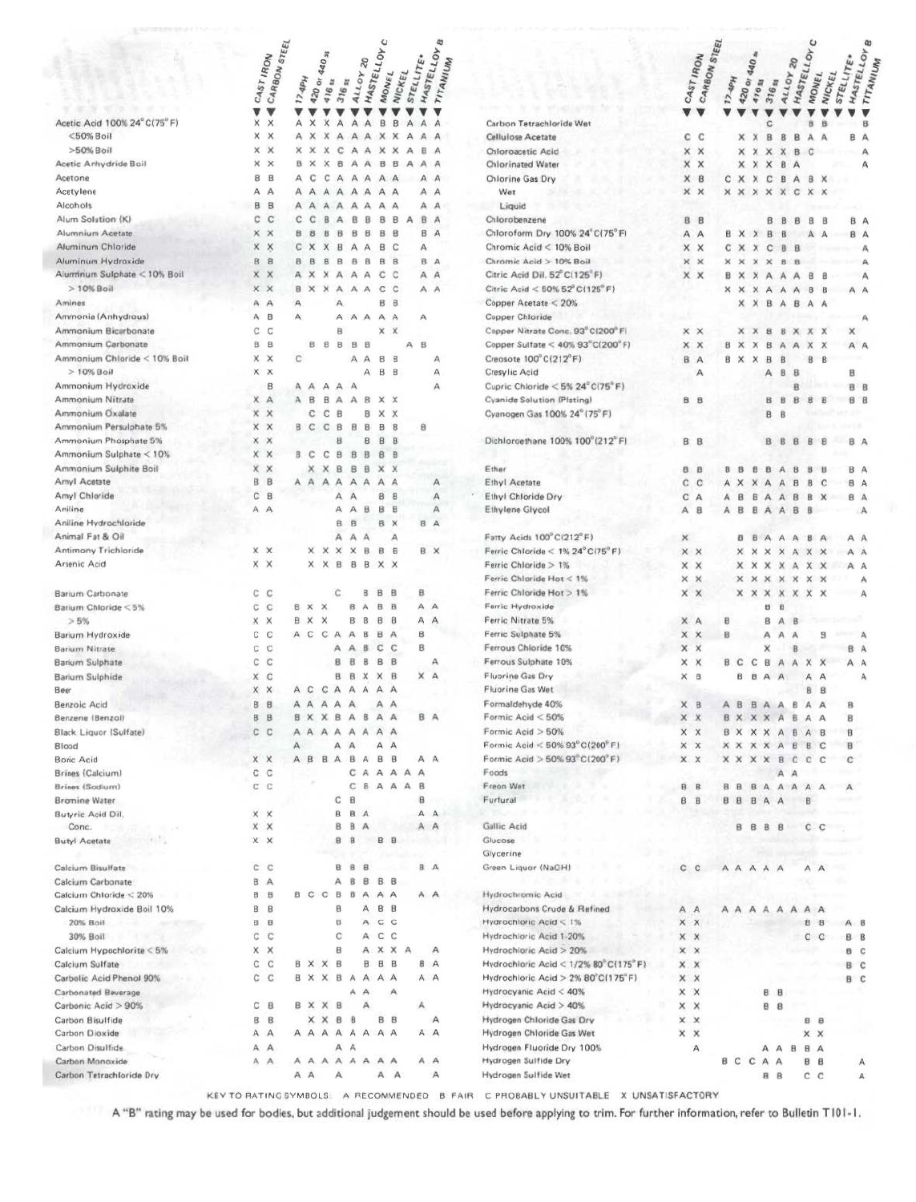| Material | CAST IRON | CARBON STEEL | 17-4PH | 420 or 440 ss | 416 ss | 316 ss | ALLOY 20 | HASTELLOY C | MONEL | NICKEL | STELLITE* | HASTELLOY B | TITANIUM |
|---|---|---|---|---|---|---|---|---|---|---|---|---|---|
| Acetic Acid 100% 24°C(75°F) | X | X | A | X | X | A | A | A | B | B | A | A | A |
| <50% Boil | X | X | A | X | X | A | A | A | X | X | A | A | A |
| >50% Boil | X | X | X | X | X | C | A | A | X | X | A | B | A |
| Acetic Anhydride Boil | X | X | B | X | X | B | A | A | B | B | A | A | A |
| Acetone | B | B | A | C | C | A | A | A | A | A | | A | A |
| Acetylene | A | A | A | A | A | A | A | A | A | A | | A | A |
| Alcohols | B | B | A | A | A | A | A | A | A | A | | A | A |
| Alum Solution (K) | C | C | C | C | B | A | B | B | B | B | A | B | A |
| Aluminum Acetate | X | X | B | B | B | B | B | B | B | B | | B | A |
| Aluminum Chloride | X | X | C | X | X | B | A | A | B | C | | A | |
| Aluminum Hydroxide | B | B | B | B | B | B | B | B | B | B | | B | A |
| Aluminum Sulphate <10% Boil | X | X | A | X | X | A | A | A | C | C | | A | A |
| >10% Boil | X | X | B | X | X | A | A | A | C | C | | A | A |
| Amines | A | A | A | | | A | | | B | B | | | |
| Ammonia (Anhydrous) | A | B | A | | | A | A | A | A | A | | A | |
| Ammonium Bicarbonate | C | C | | | | B | | | X | X | | | |
| Ammonium Carbonate | B | B | | B | B | B | B | B | | | A | B | |
| Ammonium Chloride <10% Boil | X | X | C | | | | A | A | B | B | | | A |
| >10% Boil | X | X | | | | | | A | B | B | | | A |
| Ammonium Hydroxide | | B | A | A | A | A | A | | | | | | A |
| Ammonium Nitrate | X | A | A | B | B | A | A | B | X | X | | | |
| Ammonium Oxalate | X | X | | C | C | B | | B | X | X | | | |
| Ammonium Persulphate 5% | X | X | B | C | C | B | B | B | B | B | | B | |
| Ammonium Phosphate 5% | X | X | | | | B | | B | B | B | | | |
| Ammonium Sulphate <10% | X | X | B | C | C | B | B | B | B | B | | | |
| Ammonium Sulphite Boil | X | X | | X | X | B | B | B | X | X | | | |
| Amyl Acetate | B | B | A | A | A | A | A | A | A | A | | | A |
| Amyl Chloride | C | B | | | | A | A | | B | B | | | A |
| Aniline | A | A | | | | A | A | B | B | B | | | A |
| Aniline Hydrochloride | | | | | | B | B | | B | X | | B | A |
| Animal Fat & Oil | | | | | | A | A | A | | A | | | |
| Antimony Trichloride | X | X | | X | X | X | X | B | B | B | | B | X |
| Arsenic Acid | X | X | | X | X | B | B | B | X | X | | | |
| Barium Carbonate | C | C | | | | C | | B | B | B | | B | |
| Barium Chloride <5% | C | C | B | X | X | | B | A | B | B | | A | A |
| >5% | X | X | B | X | X | | B | B | B | B | | A | A |
| Barium Hydroxide | C | C | A | C | C | A | A | B | B | A | | B | |
| Barium Nitrate | C | C | | | | A | A | B | C | C | | B | |
| Barium Sulphate | C | C | | | | B | B | B | B | B | | | A |
| Barium Sulphide | X | C | | | | B | B | X | X | B | | X | A |
| Beer | X | X | A | C | C | A | A | A | A | A | | | |
| Benzoic Acid | B | B | A | A | A | A | A | | A | A | | | |
| Benzene (Benzol) | B | B | B | X | X | B | A | B | A | A | | B | A |
| Black Liquor (Sulfate) | C | C | A | A | A | A | A | A | A | A | | | |
| Blood | | | A | | | A | A | | A | A | | | |
| Boric Acid | X | X | A | B | B | A | B | A | B | B | | A | A |
| Brines (Calcium) | C | C | | | | | C | A | A | A | A | A | |
| Brines (Sodium) | C | C | | | | | C | B | A | A | A | B | |
| Bromine Water | | | | | | C | B | | | | | B | |
| Butyric Acid Dil. | X | X | | | | B | B | A | | | | A | A |
| Conc. | X | X | | | | B | B | A | | | | A | A |
| Butyl Acetate | X | X | | | | B | B | | B | B | | | |
| Calcium Bisulfate | C | C | | | | B | B | B | | | | B | A |
| Calcium Carbonate | B | A | | | | A | B | B | B | B | | | |
| Calcium Chloride <20% | B | B | B | C | C | B | B | A | A | | | A | A |
| Calcium Hydroxide Boil 10% | B | B | | | | B | | A | B | B | | | |
| 20% Boil | B | B | | | | B | | A | C | C | | | |
| 30% Boil | C | C | | | | C | | A | C | C | | | |
| Calcium Hypochlorite <5% | X | X | | | | B | | A | X | X | A | | A |
| Calcium Sulfate | C | C | B | X | X | B | | B | B | B | | B | A |
| Carbolic Acid Phenol 90% | C | C | B | X | X | B | A | A | A | A | | A | A |
| Carbonated Beverage | | | | | | A | A | | A | | | | |
| Carbonic Acid >90% | C | B | B | X | X | B | | A | | | | A | |
| Carbon Bisulfide | B | B | | X | X | B | B | | B | B | | | A |
| Carbon Dioxide | A | A | A | A | A | A | A | A | A | A | | A | A |
| Carbon Disulfide | A | A | | | | A | A | | | | | | |
| Carbon Monoxide | A | A | A | A | A | A | A | A | A | A | | A | A |
| Carbon Tetrachloride Dry | | | A | A | | A | | | A | A | | | A |
| Carbon Tetrachloride Wet | | | | | | C | | | B | B | | | B |
| Cellulose Acetate | C | C | | X | X | B | B | B | A | A | | B | A |
| Chloroacetic Acid | X | X | | X | X | X | X | B | C | | | | A |
| Chlorinated Water | X | X | | X | X | X | B | A | | | | | A |
| Chlorine Gas Dry | X | B | C | X | X | C | B | A | B | X | | | |
| Wet | X | X | X | X | X | X | X | C | X | X | | | |
| Liquid | | | | | | | | | | | | | |
| Chlorobenzene | B | B | | | | B | B | B | B | B | | B | A |
| Chloroform Dry 100% 24°C(75°F) | A | A | B | X | X | B | B | | A | A | | B | A |
| Chromic Acid <10% Boil | X | X | C | X | X | C | B | B | | | | | A |
| Chromic Acid >10% Boil | X | X | X | X | X | X | B | B | | | | | A |
| Citric Acid Dil. 52°C(125°F) | X | X | B | X | X | A | A | A | B | B | | | A |
| Citric Acid <50% 52°C(125°F) | | | X | X | X | A | A | A | B | B | | A | A |
| Copper Acetate <20% | | | | X | X | B | A | B | A | A | | | |
| Copper Chloride | | | | | | | | | | | | | A |
| Copper Nitrate Conc. 93°C(200°F) | X | X | | X | X | B | B | X | X | X | | X | |
| Copper Sulfate <40% 93°C(200°F) | X | X | B | X | X | B | A | A | X | X | | A | A |
| Creosote 100°C(212°F) | B | A | B | X | X | B | B | | B | B | | | |
| Cresylic Acid | | A | | | | A | B | B | | | | B | |
| Cupric Chloride <5% 24°C(75°F) | | | | | | | | B | | | | B | B |
| Cyanide Solution (Plating) | B | B | | | | B | B | B | B | B | | B | B |
| Cyanogen Gas 100% 24°(75°F) | | | | | | B | B | | | | | | |
| Dichloroethane 100% 100°(212°F) | B | B | | | | B | B | B | B | B | | B | A |
| Ether | B | B | B | B | B | B | A | B | B | B | | B | A |
| Ethyl Acetate | C | C | A | X | X | A | A | B | B | C | | B | A |
| Ethyl Chloride Dry | C | A | A | B | B | A | A | B | B | X | | B | A |
| Ethylene Glycol | A | B | A | B | B | A | A | B | B | | | | A |
| Fatty Acids 100°C(212°F) | X | | | B | B | A | A | A | B | A | | A | A |
| Ferric Chloride <1% 24°C(75°F) | X | X | | X | X | X | X | A | X | X | | A | A |
| Ferric Chloride >1% | X | X | | X | X | X | X | A | X | X | | A | A |
| Ferric Chloride Hot <1% | X | X | | X | X | X | X | X | X | X | | | A |
| Ferric Chloride Hot >1% | X | X | | X | X | X | X | X | X | X | | | A |
| Ferric Hydroxide | | | | | | B | B | | | | | | |
| Ferric Nitrate 5% | X | A | B | | | B | A | B | | | | | |
| Ferric Sulphate 5% | X | X | B | | | A | A | A | | | B | | A |
| Ferrous Chloride 10% | X | X | | | | X | | B | | | | B | A |
| Ferrous Sulphate 10% | X | X | B | C | C | B | A | A | X | X | | A | A |
| Fluorine Gas Dry | X | B | | B | B | A | A | | A | A | | | A |
| Fluorine Gas Wet | | | | | | | | | B | B | | | |
| Formaldehyde 40% | X | B | A | B | B | A | A | B | A | A | | B | |
| Formic Acid <50% | X | X | B | X | X | A | X | B | A | A | | B | |
| Formic Acid >50% | X | X | B | X | X | A | A | B | A | B | | B | |
| Formic Acid <50% 93°C(200°F) | X | X | X | X | X | A | A | B | B | C | | B | |
| Formic Acid >50% 93°C(200°F) | X | X | X | X | X | A | B | B | C | C | | C | |
| Foods | | | | | | | A | A | | | | | |
| Freon Wet | B | B | B | B | B | A | A | A | A | A | | A | |
| Furfural | B | B | B | B | B | A | A | | B | | | | |
| Gallic Acid | | | | B | B | B | B | | C | C | | | |
| Glucose | | | | | | | | | | | | | |
| Glycerine | | | | | | | | | | | | | |
| Green Liquor (NaOH) | C | C | A | A | A | A | A | | A | A | | | |
| Hydrochromic Acid | | | | | | | | | | | | | |
| Hydrocarbons Crude & Refined | A | A | A | A | A | A | A | A | A | A | | | |
| Hydrochloric Acid <1% | X | X | | | | | | | B | B | | A | B |
| Hydrochloric Acid 1-20% | X | X | | | | | | | C | C | | B | B |
| Hydrochloric Acid >20% | X | X | | | | | | | | | | B | C |
| Hydrochloric Acid <1/2% 80°C(175°F) | X | X | | | | | | | | | | B | C |
| Hydrochloric Acid >2% 80°C(175°F) | X | X | | | | | | | | | | B | C |
| Hydrocyanic Acid <40% | X | X | | | | B | B | | | | | | |
| Hydrocyanic Acid >40% | X | X | | | | B | B | | | | | | |
| Hydrogen Chloride Gas Dry | X | X | | | | | | | B | B | | | |
| Hydrogen Chloride Gas Wet | X | X | | | | | | | X | X | | | |
| Hydrogen Fluoride Dry 100% | | A | | | | A | A | B | B | A | | | |
| Hydrogen Sulfide Dry | | | B | C | C | A | A | | B | B | | | A |
| Hydrogen Sulfide Wet | | | | | | B | B | | C | C | | | A |

KEY TO RATING SYMBOLS: A RECOMMENDED B FAIR C PROBABLY UNSUITABLE X UNSATISFACTORY

A "B" rating may be used for bodies, but additional judgement should be used before applying to trim. For further information, refer to Bulletin T101-1.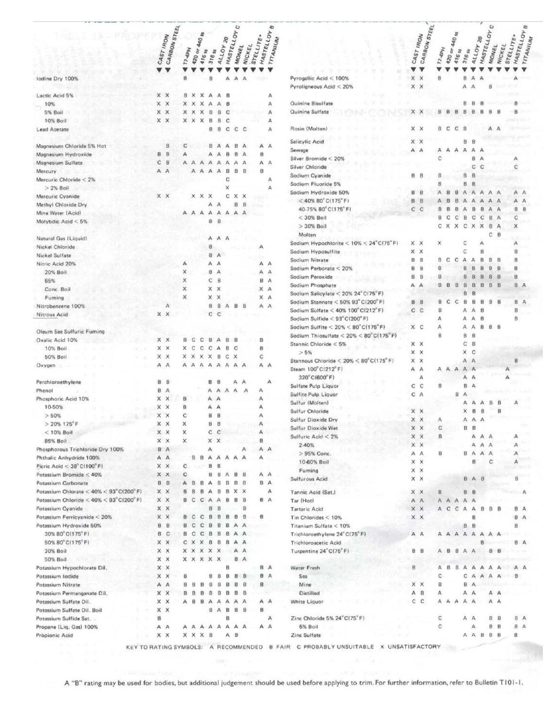| | Cast Iron | Carbon Steel | 17-4PH | 420 or 440 ss | 416 ss | 316 ss | Alloy 20 | Hastelloy C | Monel | Nickel | Stellite* | Hastelloy B | Titanium |
|---|---|---|---|---|---|---|---|---|---|---|---|---|---|
| Iodine Dry 100% | | | B | | | B | | A | A | A | | | |
| Lactic Acid 5% | X | X | B | X | X | A | A | B | | | | | A |
| 10% | X | X | X | X | X | A | A | B | | | | | A |
| 5% Boil | X | X | X | X | X | B | B | C | | | | | A |
| 10% Boil | X | X | X | X | X | B | B | C | | | | | A |
| Lead Acetate | | | | | | B | B | C | C | C | | | A |
| Magnesium Chloride 5% Hot | | B | C | | | B | A | A | B | A | | A | A |
| Magnesium Hydroxide | B | B | A | | | A | A | B | B | A | | B | |
| Magnesium Sulfate | C | B | A | A | A | A | A | A | A | A | | A | A |
| Mercury | A | A | | A | A | A | A | B | B | B | | B | |
| Mercuric Chloride < 2% | | | | | | | | C | | | | | A |
| > 2% Boil | | | | | | | | X | | | | | A |
| Mercuric Cyanide | X | X | | X | X | X | | C | X | X | | | |
| Methyl Chloride Dry | | | | | | A | A | | B | B | | | |
| Mine Water (Acid) | | | A | A | A | A | A | A | A | A | | | |
| Molybdic Acid < 5% | | | | | | B | B | | | | | | |
| Natural Gas (Liquid) | | | | | | A | A | A | | | | | |
| Nickel Chloride | | | | | | B | | | | | | A | |
| Nickel Sulfate | | | | | | B | A | | | | | | |
| Nitric Acid 20% | | | A | | | A | A | | | | | A | A |
| 20% Boil | | | X | | | B | A | | | | | A | A |
| 65% | | | X | | | C | B | | | | | B | A |
| Conc. Boil | | | X | | | X | X | | | | | X | A |
| Fuming | | | X | | | X | X | | | | | X | A |
| Nitrobenzene 100% | | A | | | | B | B | A | B | B | | A | A |
| Nitrous Acid | X | X | | | | C | C | | | | | | |
| Oleum See Sulfuric Fuming | | | | | | | | | | | | | |
| Oxalic Acid 10% | X | X | B | C | C | B | A | B | B | | | B | |
| 10% Boil | X | X | X | C | C | C | A | B | C | | | B | |
| 50% Boil | X | X | X | X | X | X | B | C | X | | | C | |
| Oxygen | A | A | A | A | A | A | A | A | A | A | | A | A |
| Perchloroethylene | B | B | | | | B | B | | A | A | | | A |
| Phenol | B | A | | | | A | A | A | A | A | | A | |
| Phosphoric Acid 10% | X | X | B | | | A | A | | | | | A | |
| 10-50% | X | X | B | | | A | A | | | | | A | |
| > 50% | X | X | C | | | B | B | | | | | A | |
| > 20% 175°F | X | X | X | | | B | B | | | | | A | |
| < 10% Boil | X | X | X | | | C | C | | | | | A | |
| 85% Boil | X | X | X | | | X | X | | | | | B | |
| Phosphorous Trichloride Dry 100% | B | A | | | | A | | | | A | | A | A |
| Phthalic Anhydride 100% | A | A | | B | B | A | A | A | A | A | | A | |
| Picric Acid < 38°C(100°F) | X | X | C | | | B | B | | | | | | |
| Potassium Bromide < 40% | X | X | C | | | B | B | A | B | B | | A | A |
| Potassium Carbonate | B | B | A | B | B | A | B | B | B | B | | B | A |
| Potassium Chlorate < 40% < 93°C(200°F) | X | X | B | B | B | A | B | B | X | X | | | A |
| Potassium Chloride < 40% < 93°C(200°F) | X | X | B | C | C | A | A | B | B | B | | B | A |
| Potassium Cyanide | X | X | | | | B | B | | | B | | | |
| Potassium Ferricyanide < 20% | X | X | B | C | C | B | B | B | B | B | | B | |
| Potassium Hydroxide 50% | B | B | B | C | C | B | B | B | A | A | | | |
| 30% 80°C(175°F) | B | C | B | C | C | B | B | B | A | A | | | |
| 50% 80°C(175°F) | X | X | C | X | X | B | B | B | A | A | | | |
| 30% Boil | X | X | X | X | X | X | X | | A | A | | | |
| 50% Boil | X | X | X | X | X | X | X | | B | A | | | |
| Potassium Hypochlorate Dil. | X | X | | | | | | B | | | | B | A |
| Potassium Iodide | X | X | B | | | B | B | B | B | B | | B | A |
| Potassium Nitrate | A | A | B | B | B | B | B | B | B | B | | B | |
| Potassium Permanganate Dil. | X | X | B | B | B | B | B | B | B | B | | | |
| Potassium Sulfate Dil. | X | X | A | B | B | A | A | A | A | A | | A | A |
| Potassium Sulfate Dil. Boil | X | X | | | | B | A | B | B | B | | B | |
| Potassium Sulfide Sat. | B | | | | | | | B | | | | | A |
| Propane (Liq. Gas) 100% | A | A | A | A | A | A | A | A | A | A | | A | A |
| Propionic Acid | X | X | X | X | X | B | | A | B | | | | |
| Pyrogallic Acid < 100% | X | X | B | | | B | A | A | | | | | A |
| Pyroligneous Acid < 20% | X | X | | | | A | A | | B | | | | |
| Quinine Bisulfate | | | | | | B | B | B | | | | | B |
| Quinine Sulfate | X | X | B | B | B | B | B | B | B | B | | | B |
| Rosin (Molten) | X | X | B | C | C | B | | | A | A | | | |
| Salicylic Acid | X | X | | | | B | B | | | | | | |
| Sewage | A | A | A | A | A | A | A | A | | | | | |
| Silver Bromide < 20% | | | C | | | | B | A | | | | A | |
| Silver Chloride | | | | | | | C | C | | | | C | |
| Sodium Cyanide | B | B | B | | | B | B | | | | | | |
| Sodium Fluoride 5% | | | B | | | B | B | | | | | | |
| Sodium Hydroxide 50% | B | B | A | B | B | A | A | A | A | A | | A | A |
| < 40% 80°C(175°F) | B | B | A | B | B | A | A | A | A | A | | A | A |
| 40-75% 80°C(175°F) | C | C | B | B | B | A | B | B | A | A | | B | B |
| < 30% Boil | | | B | C | C | B | C | C | B | A | | C | |
| > 30% Boil | | | C | X | X | C | X | X | B | A | | X | |
| Molten | | | | | | | | | C | B | | | |
| Sodium Hypochlorite < 10% < 24°C(75°F) | X | X | X | | | C | | A | | | | A | |
| Sodium Hyposulfite | X | X | | | | C | | B | | | | B | |
| Sodium Nitrate | B | B | B | C | C | A | A | B | B | B | | B | |
| Sodium Perborate < 20% | B | B | B | | | B | B | B | B | B | | B | |
| Sodium Peroxide | B | B | B | | | B | B | B | B | B | | B | |
| Sodium Phosphate | A | A | B | B | B | B | B | B | B | B | | B | A |
| Sodium Salicylate < 20% 24°C(75°F) | | | | | | B | B | | | | | | |
| Sodium Stannate < 50% 93°C(200°F) | B | B | B | C | C | B | B | B | B | B | | B | A |
| Sodium Sulfate < 40% 100°C(212°F) | C | C | B | | | A | A | B | | | | B | |
| Sodium Sulfide < 93°C(200°F) | | | A | | | A | A | B | | | | B | |
| Sodium Sulfite < 20% < 80°C(175°F) | X | C | A | | | A | A | B | B | B | | | |
| Sodium Thiosulfate < 20% < 80°C(175°F) | | | B | | | B | B | | | | | | |
| Stannic Chloride < 5% | X | X | | | | C | B | | | | | | |
| > 5% | X | X | | | | X | C | | | | | | |
| Stannous Chloride < 20% < 80°C(175°F) | X | X | | | | A | A | | | | | B | |
| Steam 100°C(212°F) | A | A | A | A | A | A | A | | | | A | | |
| 320°C(600°F) | | A | | | | A | A | | | | A | | |
| Sulfate Pulp Liquor | C | C | B | | | B | A | | | | | | |
| Sulfite Pulp Liquor | C | A | | | B | A | | | | | | | |
| Sulfur (Molten) | | | | | | A | A | A | B | B | | A | |
| Sulfur Chloride | X | X | | | | X | B | B | | B | | | |
| Sulfur Dioxide Dry | X | X | A | | | A | A | A | | | | | |
| Sulfur Dioxide Wet | X | X | C | | | B | B | | | | | | |
| Sulfuric Acid < 2% | X | X | B | | | | A | A | A | | | A | |
| 2-40% | X | X | | | | | A | A | A | | | A | |
| > 95% Conc. | A | A | B | | | B | A | A | A | | | A | |
| 10-60% Boil | X | X | | | | | B | | C | | | A | |
| Fuming | X | X | | | | | | | | | | | |
| Sulfurous Acid | X | X | | | | B | A | B | | | | B | |
| Tannic Acid (Sat.) | X | X | B | | | B | B | | | | | | A |
| Tar (Hot) | A | A | A | A | A | A | A | | | | | | |
| Tartaric Acid | X | X | A | C | C | A | A | B | B | B | | B | A |
| Tin Chlorides < 10% | X | X | | | | | | B | | | | B | A |
| Titanium Sulfate < 10% | | | | | | B | B | | | | | B | |
| Trichloroethylene 24°C(75°F) | A | A | A | A | A | A | A | A | A | A | | | |
| Trichloroacetic Acid | | | | | | | | | B | | | B | A |
| Turpentine 24°C(75°F) | B | B | A | B | B | A | A | | B | B | | | |
| Water Fresh | B | | A | B | B | A | A | A | A | A | | A | A |
| Sea | | | C | | | C | A | A | A | A | | B | |
| Mine | X | X | B | | | B | A | | | | | | |
| Distilled | A | B | A | | | A | A | | A | A | | | |
| White Liquor | C | C | A | A | A | A | A | | A | A | | | |
| Zinc Chloride 5% 24°C(75°F) | | | C | | | A | A | | B | B | | B | A |
| 5% Boil | | | C | | | | A | | B | B | | B | A |
| Zinc Sulfate | | | | | | A | A | B | B | B | | B | |

KEY TO RATING SYMBOLS: A RECOMMENDED B FAIR C PROBABLY UNSUITABLE X UNSATISFACTORY

A "B" rating may be used for bodies, but additional judgement should be used before applying to trim. For further information, refer to Bulletin T101-1.